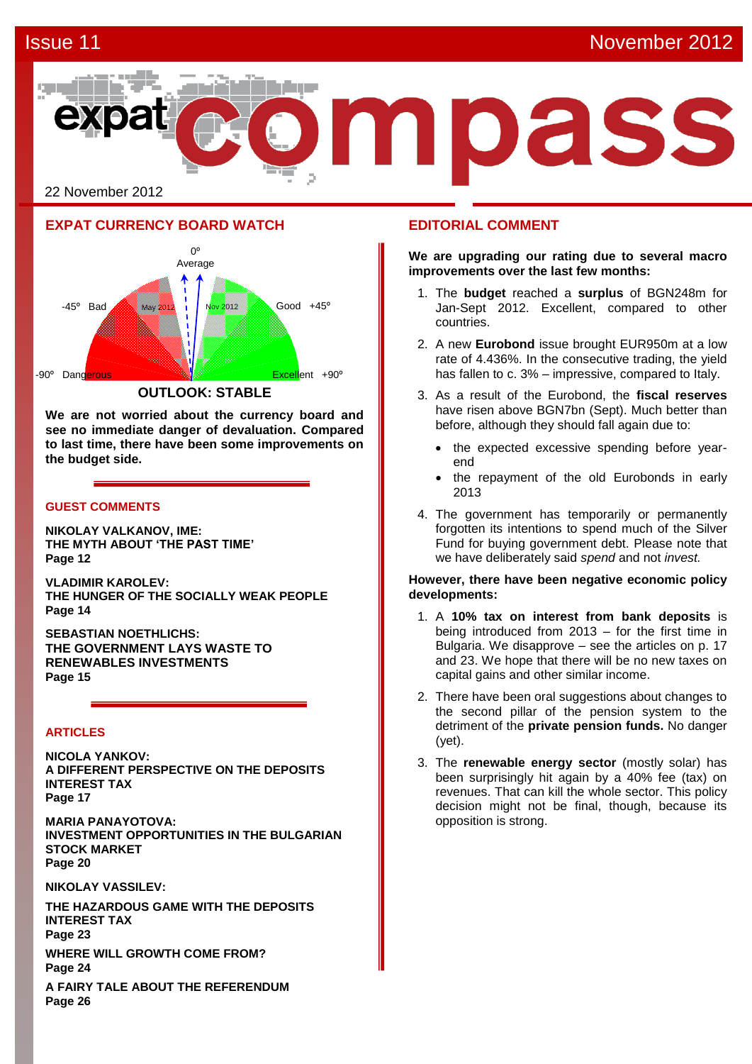Issue 11 November 2012

# expat compass

22 November 2012

## EXPAT CURRENCY BOARD WATCH

0º Average

-45º Bad | May 2012 | Nov 2012 | Good +45º

-90º Dangerous | Excellent +90º

**OUTLOOK: STABLE**

**We are not worried about the currency board and see no immediate danger of devaluation. Compared to last time, there have been some improvements on the budget side.**

### GUEST COMMENTS

**NIKOLAY VALKANOV, IME:**
**THE MYTH ABOUT 'THE PAST TIME'**
**Page 12**

**VLADIMIR KAROLEV:**
**THE HUNGER OF THE SOCIALLY WEAK PEOPLE**
**Page 14**

**SEBASTIAN NOETHLICHS:**
**THE GOVERNMENT LAYS WASTE TO RENEWABLES INVESTMENTS**
**Page 15**

### ARTICLES

**NICOLA YANKOV:**
**A DIFFERENT PERSPECTIVE ON THE DEPOSITS INTEREST TAX**
**Page 17**

**MARIA PANAYOTOVA:**
**INVESTMENT OPPORTUNITIES IN THE BULGARIAN STOCK MARKET**
**Page 20**

**NIKOLAY VASSILEV:**

**THE HAZARDOUS GAME WITH THE DEPOSITS INTEREST TAX**
**Page 23**

**WHERE WILL GROWTH COME FROM?**
**Page 24**

**A FAIRY TALE ABOUT THE REFERENDUM**
**Page 26**

## EDITORIAL COMMENT

**We are upgrading our rating due to several macro improvements over the last few months:**

1. The **budget** reached a **surplus** of BGN248m for Jan-Sept 2012. Excellent, compared to other countries.
2. A new **Eurobond** issue brought EUR950m at a low rate of 4.436%. In the consecutive trading, the yield has fallen to c. 3% – impressive, compared to Italy.
3. As a result of the Eurobond, the **fiscal reserves** have risen above BGN7bn (Sept). Much better than before, although they should fall again due to:
   - the expected excessive spending before year-end
   - the repayment of the old Eurobonds in early 2013
4. The government has temporarily or permanently forgotten its intentions to spend much of the Silver Fund for buying government debt. Please note that we have deliberately said *spend* and not *invest.*

**However, there have been negative economic policy developments:**

1. A **10% tax on interest from bank deposits** is being introduced from 2013 – for the first time in Bulgaria. We disapprove – see the articles on p. 17 and 23. We hope that there will be no new taxes on capital gains and other similar income.
2. There have been oral suggestions about changes to the second pillar of the pension system to the detriment of the **private pension funds.** No danger (yet).
3. The **renewable energy sector** (mostly solar) has been surprisingly hit again by a 40% fee (tax) on revenues. That can kill the whole sector. This policy decision might not be final, though, because its opposition is strong.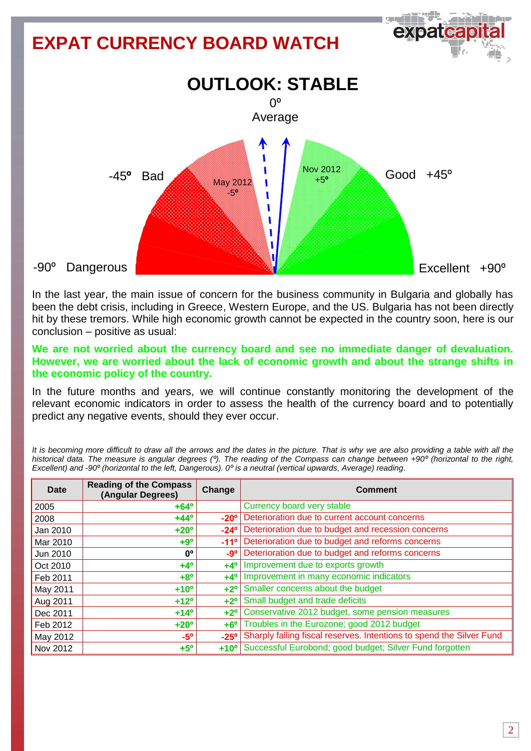# EXPAT CURRENCY BOARD WATCH

## OUTLOOK: STABLE

0º Average

-45º Bad

Good +45º

-90º Dangerous

Excellent +90º

May 2012 -5º

Nov 2012 +5º

In the last year, the main issue of concern for the business community in Bulgaria and globally has been the debt crisis, including in Greece, Western Europe, and the US. Bulgaria has not been directly hit by these tremors. While high economic growth cannot be expected in the country soon, here is our conclusion – positive as usual:

**We are not worried about the currency board and see no immediate danger of devaluation. However, we are worried about the lack of economic growth and about the strange shifts in the economic policy of the country.**

In the future months and years, we will continue constantly monitoring the development of the relevant economic indicators in order to assess the health of the currency board and to potentially predict any negative events, should they ever occur.

*It is becoming more difficult to draw all the arrows and the dates in the picture. That is why we are also providing a table with all the historical data. The measure is angular degrees (º). The reading of the Compass can change between +90º (horizontal to the right, Excellent) and -90º (horizontal to the left, Dangerous). 0º is a neutral (vertical upwards, Average) reading.*

| Date | Reading of the Compass (Angular Degrees) | Change | Comment |
|---|---|---|---|
| 2005 | +64º | | Currency board very stable |
| 2008 | +44º | -20º | Deterioration due to current account concerns |
| Jan 2010 | +20º | -24º | Deterioration due to budget and recession concerns |
| Mar 2010 | +9º | -11º | Deterioration due to budget and reforms concerns |
| Jun 2010 | 0º | -9º | Deterioration due to budget and reforms concerns |
| Oct 2010 | +4º | +4º | Improvement due to exports growth |
| Feb 2011 | +8º | +4º | Improvement in many economic indicators |
| May 2011 | +10º | +2º | Smaller concerns about the budget |
| Aug 2011 | +12º | +2º | Small budget and trade deficits |
| Dec 2011 | +14º | +2º | Conservative 2012 budget, some pension measures |
| Feb 2012 | +20º | +6º | Troubles in the Eurozone; good 2012 budget |
| May 2012 | -5º | -25º | Sharply falling fiscal reserves. Intentions to spend the Silver Fund |
| Nov 2012 | +5º | +10º | Successful Eurobond; good budget; Silver Fund forgotten |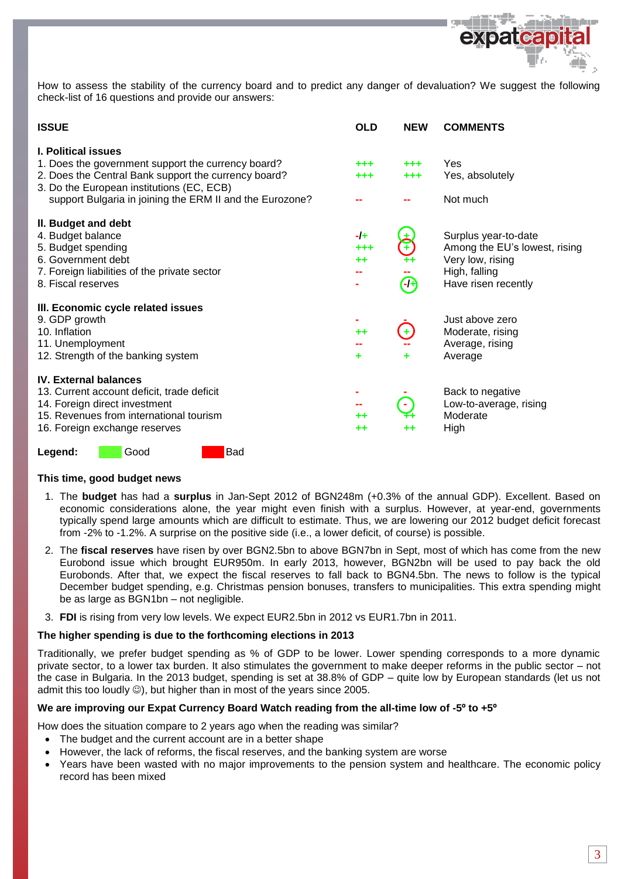How to assess the stability of the currency board and to predict any danger of devaluation? We suggest the following check-list of 16 questions and provide our answers:

| ISSUE | OLD | NEW | COMMENTS |
|---|---|---|---|
| **I. Political issues** | | | |
| 1. Does the government support the currency board? | +++ | +++ | Yes |
| 2. Does the Central Bank support the currency board? | +++ | +++ | Yes, absolutely |
| 3. Do the European institutions (EC, ECB) support Bulgaria in joining the ERM II and the Eurozone? | -- | -- | Not much |
| **II. Budget and debt** | | | |
| 4. Budget balance | -/+ | + | Surplus year-to-date |
| 5. Budget spending | +++ | + | Among the EU's lowest, rising |
| 6. Government debt | ++ | ++ | Very low, rising |
| 7. Foreign liabilities of the private sector | -- | -- | High, falling |
| 8. Fiscal reserves | - | -/+ | Have risen recently |
| **III. Economic cycle related issues** | | | |
| 9. GDP growth | - | - | Just above zero |
| 10. Inflation | ++ | + | Moderate, rising |
| 11. Unemployment | -- | -- | Average, rising |
| 12. Strength of the banking system | + | + | Average |
| **IV. External balances** | | | |
| 13. Current account deficit, trade deficit | - | - | Back to negative |
| 14. Foreign direct investment | -- | - | Low-to-average, rising |
| 15. Revenues from international tourism | ++ | ++ | Moderate |
| 16. Foreign exchange reserves | ++ | ++ | High |

**Legend:** Good / Bad

**This time, good budget news**

1. The **budget** has had a **surplus** in Jan-Sept 2012 of BGN248m (+0.3% of the annual GDP). Excellent. Based on economic considerations alone, the year might even finish with a surplus. However, at year-end, governments typically spend large amounts which are difficult to estimate. Thus, we are lowering our 2012 budget deficit forecast from -2% to -1.2%. A surprise on the positive side (i.e., a lower deficit, of course) is possible.
2. The **fiscal reserves** have risen by over BGN2.5bn to above BGN7bn in Sept, most of which has come from the new Eurobond issue which brought EUR950m. In early 2013, however, BGN2bn will be used to pay back the old Eurobonds. After that, we expect the fiscal reserves to fall back to BGN4.5bn. The news to follow is the typical December budget spending, e.g. Christmas pension bonuses, transfers to municipalities. This extra spending might be as large as BGN1bn – not negligible.
3. **FDI** is rising from very low levels. We expect EUR2.5bn in 2012 vs EUR1.7bn in 2011.

**The higher spending is due to the forthcoming elections in 2013**

Traditionally, we prefer budget spending as % of GDP to be lower. Lower spending corresponds to a more dynamic private sector, to a lower tax burden. It also stimulates the government to make deeper reforms in the public sector – not the case in Bulgaria. In the 2013 budget, spending is set at 38.8% of GDP – quite low by European standards (let us not admit this too loudly ☺), but higher than in most of the years since 2005.

**We are improving our Expat Currency Board Watch reading from the all-time low of -5º to +5º**

How does the situation compare to 2 years ago when the reading was similar?

- The budget and the current account are in a better shape
- However, the lack of reforms, the fiscal reserves, and the banking system are worse
- Years have been wasted with no major improvements to the pension system and healthcare. The economic policy record has been mixed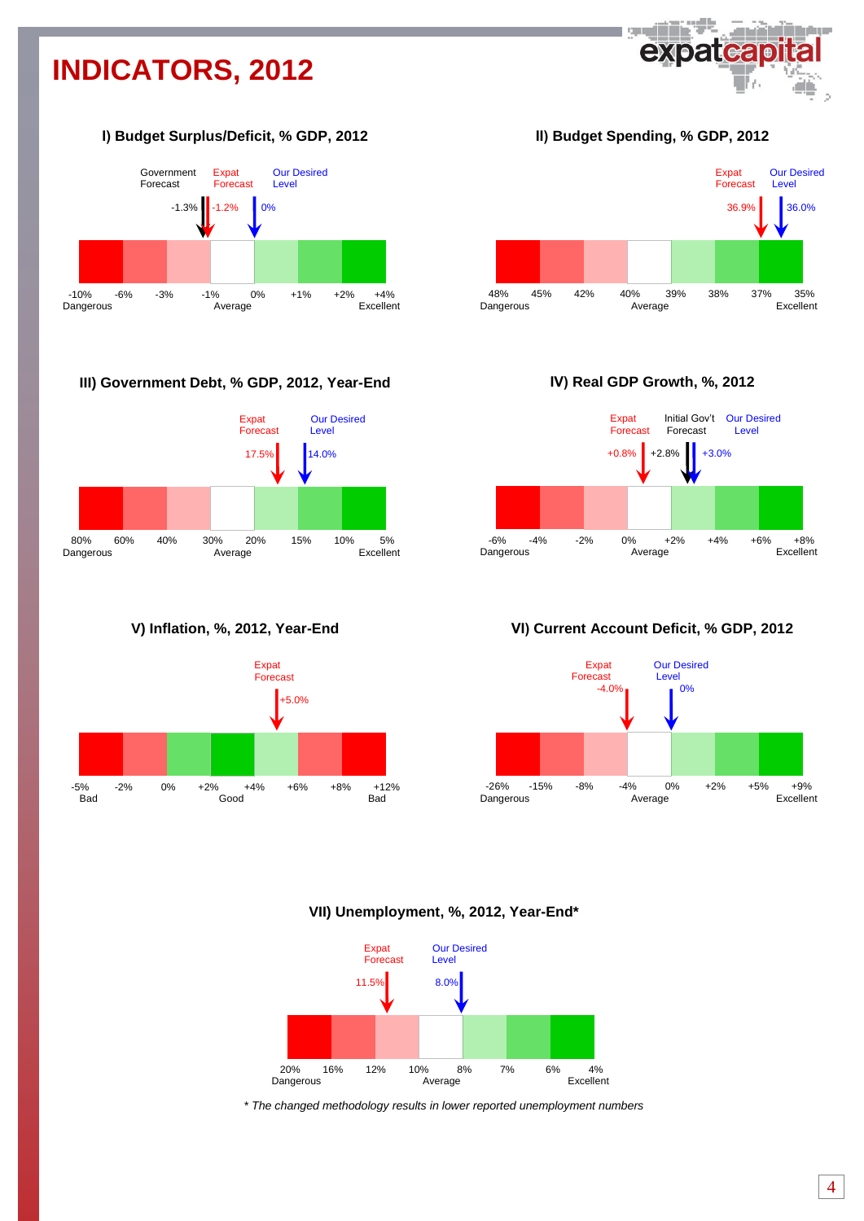# INDICATORS, 2012

### I) Budget Surplus/Deficit, % GDP, 2012

Government Forecast: -1.3%
Expat Forecast: -1.2%
Our Desired Level: 0%

| -10% Dangerous | -6% | -3% | -1% Average | 0% | +1% | +2% | +4% Excellent |
|---|---|---|---|---|---|---|---|

### II) Budget Spending, % GDP, 2012

Expat Forecast: 36.9%
Our Desired Level: 36.0%

| 48% Dangerous | 45% | 42% | 40% Average | 39% | 38% | 37% | 35% Excellent |
|---|---|---|---|---|---|---|---|

### III) Government Debt, % GDP, 2012, Year-End

Expat Forecast: 17.5%
Our Desired Level: 14.0%

| 80% Dangerous | 60% | 40% | 30% Average | 20% | 15% | 10% | 5% Excellent |
|---|---|---|---|---|---|---|---|

### IV) Real GDP Growth, %, 2012

Expat Forecast: +0.8%
Initial Gov't Forecast: +2.8%
Our Desired Level: +3.0%

| -6% Dangerous | -4% | -2% | 0% Average | +2% | +4% | +6% | +8% Excellent |
|---|---|---|---|---|---|---|---|

### V) Inflation, %, 2012, Year-End

Expat Forecast: +5.0%

| -5% Bad | -2% | 0% | +2% Good | +4% | +6% | +8% | +12% Bad |
|---|---|---|---|---|---|---|---|

### VI) Current Account Deficit, % GDP, 2012

Expat Forecast: -4.0%
Our Desired Level: 0%

| -26% Dangerous | -15% | -8% | -4% Average | 0% | +2% | +5% | +9% Excellent |
|---|---|---|---|---|---|---|---|

### VII) Unemployment, %, 2012, Year-End*

Expat Forecast: 11.5%
Our Desired Level: 8.0%

| 20% Dangerous | 16% | 12% | 10% Average | 8% | 7% | 6% | 4% Excellent |
|---|---|---|---|---|---|---|---|

*\* The changed methodology results in lower reported unemployment numbers*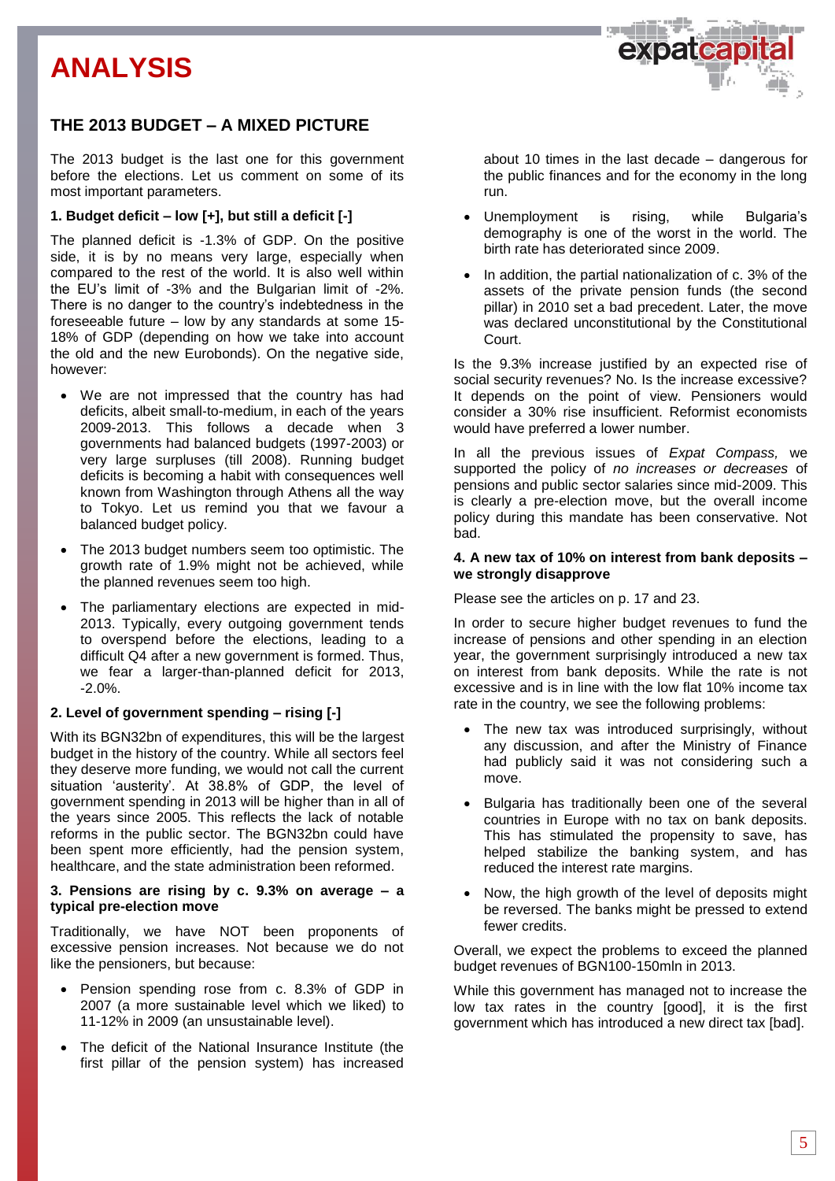# ANALYSIS

## THE 2013 BUDGET – A MIXED PICTURE

The 2013 budget is the last one for this government before the elections. Let us comment on some of its most important parameters.

### 1. Budget deficit – low [+], but still a deficit [-]

The planned deficit is -1.3% of GDP. On the positive side, it is by no means very large, especially when compared to the rest of the world. It is also well within the EU's limit of -3% and the Bulgarian limit of -2%. There is no danger to the country's indebtedness in the foreseeable future – low by any standards at some 15-18% of GDP (depending on how we take into account the old and the new Eurobonds). On the negative side, however:

- We are not impressed that the country has had deficits, albeit small-to-medium, in each of the years 2009-2013. This follows a decade when 3 governments had balanced budgets (1997-2003) or very large surpluses (till 2008). Running budget deficits is becoming a habit with consequences well known from Washington through Athens all the way to Tokyo. Let us remind you that we favour a balanced budget policy.
- The 2013 budget numbers seem too optimistic. The growth rate of 1.9% might not be achieved, while the planned revenues seem too high.
- The parliamentary elections are expected in mid-2013. Typically, every outgoing government tends to overspend before the elections, leading to a difficult Q4 after a new government is formed. Thus, we fear a larger-than-planned deficit for 2013, -2.0%.

### 2. Level of government spending – rising [-]

With its BGN32bn of expenditures, this will be the largest budget in the history of the country. While all sectors feel they deserve more funding, we would not call the current situation 'austerity'. At 38.8% of GDP, the level of government spending in 2013 will be higher than in all of the years since 2005. This reflects the lack of notable reforms in the public sector. The BGN32bn could have been spent more efficiently, had the pension system, healthcare, and the state administration been reformed.

### 3. Pensions are rising by c. 9.3% on average – a typical pre-election move

Traditionally, we have NOT been proponents of excessive pension increases. Not because we do not like the pensioners, but because:

- Pension spending rose from c. 8.3% of GDP in 2007 (a more sustainable level which we liked) to 11-12% in 2009 (an unsustainable level).
- The deficit of the National Insurance Institute (the first pillar of the pension system) has increased about 10 times in the last decade – dangerous for the public finances and for the economy in the long run.
- Unemployment is rising, while Bulgaria's demography is one of the worst in the world. The birth rate has deteriorated since 2009.
- In addition, the partial nationalization of c. 3% of the assets of the private pension funds (the second pillar) in 2010 set a bad precedent. Later, the move was declared unconstitutional by the Constitutional Court.

Is the 9.3% increase justified by an expected rise of social security revenues? No. Is the increase excessive? It depends on the point of view. Pensioners would consider a 30% rise insufficient. Reformist economists would have preferred a lower number.

In all the previous issues of *Expat Compass,* we supported the policy of *no increases or decreases* of pensions and public sector salaries since mid-2009. This is clearly a pre-election move, but the overall income policy during this mandate has been conservative. Not bad.

### 4. A new tax of 10% on interest from bank deposits – we strongly disapprove

Please see the articles on p. 17 and 23.

In order to secure higher budget revenues to fund the increase of pensions and other spending in an election year, the government surprisingly introduced a new tax on interest from bank deposits. While the rate is not excessive and is in line with the low flat 10% income tax rate in the country, we see the following problems:

- The new tax was introduced surprisingly, without any discussion, and after the Ministry of Finance had publicly said it was not considering such a move.
- Bulgaria has traditionally been one of the several countries in Europe with no tax on bank deposits. This has stimulated the propensity to save, has helped stabilize the banking system, and has reduced the interest rate margins.
- Now, the high growth of the level of deposits might be reversed. The banks might be pressed to extend fewer credits.

Overall, we expect the problems to exceed the planned budget revenues of BGN100-150mln in 2013.

While this government has managed not to increase the low tax rates in the country [good], it is the first government which has introduced a new direct tax [bad].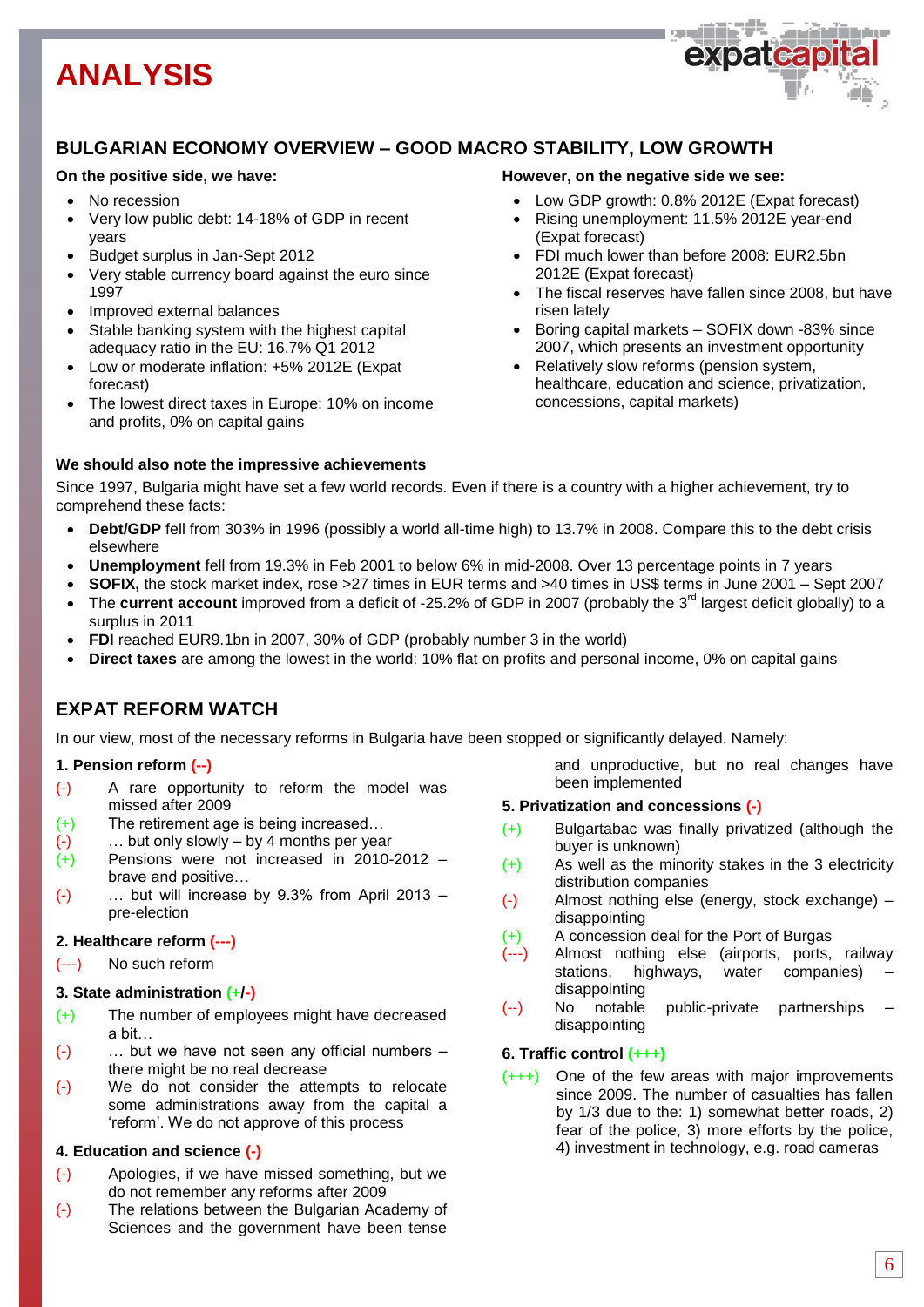# ANALYSIS

## BULGARIAN ECONOMY OVERVIEW – GOOD MACRO STABILITY, LOW GROWTH

**On the positive side, we have:**

- No recession
- Very low public debt: 14-18% of GDP in recent years
- Budget surplus in Jan-Sept 2012
- Very stable currency board against the euro since 1997
- Improved external balances
- Stable banking system with the highest capital adequacy ratio in the EU: 16.7% Q1 2012
- Low or moderate inflation: +5% 2012E (Expat forecast)
- The lowest direct taxes in Europe: 10% on income and profits, 0% on capital gains

**However, on the negative side we see:**

- Low GDP growth: 0.8% 2012E (Expat forecast)
- Rising unemployment: 11.5% 2012E year-end (Expat forecast)
- FDI much lower than before 2008: EUR2.5bn 2012E (Expat forecast)
- The fiscal reserves have fallen since 2008, but have risen lately
- Boring capital markets – SOFIX down -83% since 2007, which presents an investment opportunity
- Relatively slow reforms (pension system, healthcare, education and science, privatization, concessions, capital markets)

**We should also note the impressive achievements**

Since 1997, Bulgaria might have set a few world records. Even if there is a country with a higher achievement, try to comprehend these facts:

- **Debt/GDP** fell from 303% in 1996 (possibly a world all-time high) to 13.7% in 2008. Compare this to the debt crisis elsewhere
- **Unemployment** fell from 19.3% in Feb 2001 to below 6% in mid-2008. Over 13 percentage points in 7 years
- **SOFIX,** the stock market index, rose >27 times in EUR terms and >40 times in US$ terms in June 2001 – Sept 2007
- The **current account** improved from a deficit of -25.2% of GDP in 2007 (probably the 3rd largest deficit globally) to a surplus in 2011
- **FDI** reached EUR9.1bn in 2007, 30% of GDP (probably number 3 in the world)
- **Direct taxes** are among the lowest in the world: 10% flat on profits and personal income, 0% on capital gains

## EXPAT REFORM WATCH

In our view, most of the necessary reforms in Bulgaria have been stopped or significantly delayed. Namely:

**1. Pension reform (--)**

(-) A rare opportunity to reform the model was missed after 2009
(+) The retirement age is being increased…
(-) … but only slowly – by 4 months per year
(+) Pensions were not increased in 2010-2012 – brave and positive…
(-) … but will increase by 9.3% from April 2013 – pre-election

**2. Healthcare reform (---)**

(---) No such reform

**3. State administration (+/-)**

(+) The number of employees might have decreased a bit…
(-) … but we have not seen any official numbers – there might be no real decrease
(-) We do not consider the attempts to relocate some administrations away from the capital a 'reform'. We do not approve of this process

**4. Education and science (-)**

(-) Apologies, if we have missed something, but we do not remember any reforms after 2009
(-) The relations between the Bulgarian Academy of Sciences and the government have been tense and unproductive, but no real changes have been implemented

**5. Privatization and concessions (-)**

(+) Bulgartabac was finally privatized (although the buyer is unknown)
(+) As well as the minority stakes in the 3 electricity distribution companies
(-) Almost nothing else (energy, stock exchange) – disappointing
(+) A concession deal for the Port of Burgas
(---) Almost nothing else (airports, ports, railway stations, highways, water companies) – disappointing
(--) No notable public-private partnerships – disappointing

**6. Traffic control (+++)**

(+++) One of the few areas with major improvements since 2009. The number of casualties has fallen by 1/3 due to the: 1) somewhat better roads, 2) fear of the police, 3) more efforts by the police, 4) investment in technology, e.g. road cameras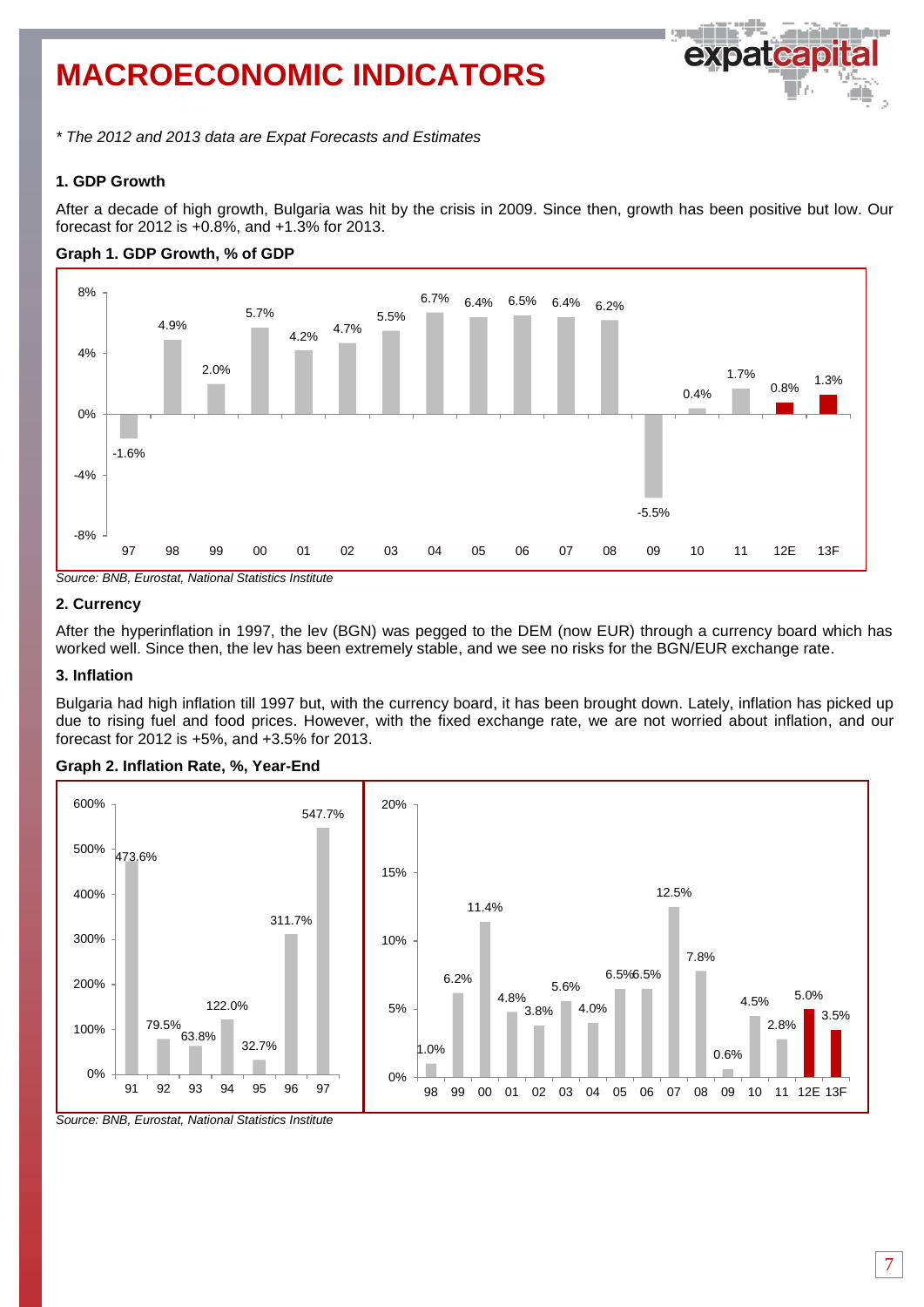# MACROECONOMIC INDICATORS

*\* The 2012 and 2013 data are Expat Forecasts and Estimates*

### 1. GDP Growth

After a decade of high growth, Bulgaria was hit by the crisis in 2009. Since then, growth has been positive but low. Our forecast for 2012 is +0.8%, and +1.3% for 2013.

**Graph 1. GDP Growth, % of GDP**

| 97 | 98 | 99 | 00 | 01 | 02 | 03 | 04 | 05 | 06 | 07 | 08 | 09 | 10 | 11 | 12E | 13F |
|---|---|---|---|---|---|---|---|---|---|---|---|---|---|---|---|---|
| -1.6% | 4.9% | 2.0% | 5.7% | 4.2% | 4.7% | 5.5% | 6.7% | 6.4% | 6.5% | 6.4% | 6.2% | -5.5% | 0.4% | 1.7% | 0.8% | 1.3% |

*Source: BNB, Eurostat, National Statistics Institute*

### 2. Currency

After the hyperinflation in 1997, the lev (BGN) was pegged to the DEM (now EUR) through a currency board which has worked well. Since then, the lev has been extremely stable, and we see no risks for the BGN/EUR exchange rate.

### 3. Inflation

Bulgaria had high inflation till 1997 but, with the currency board, it has been brought down. Lately, inflation has picked up due to rising fuel and food prices. However, with the fixed exchange rate, we are not worried about inflation, and our forecast for 2012 is +5%, and +3.5% for 2013.

**Graph 2. Inflation Rate, %, Year-End**

| 91 | 92 | 93 | 94 | 95 | 96 | 97 |
|---|---|---|---|---|---|---|
| 473.6% | 79.5% | 63.8% | 122.0% | 32.7% | 311.7% | 547.7% |

| 98 | 99 | 00 | 01 | 02 | 03 | 04 | 05 | 06 | 07 | 08 | 09 | 10 | 11 | 12E | 13F |
|---|---|---|---|---|---|---|---|---|---|---|---|---|---|---|---|
| 1.0% | 6.2% | 11.4% | 4.8% | 3.8% | 5.6% | 4.0% | 6.5% | 6.5% | 12.5% | 7.8% | 0.6% | 4.5% | 2.8% | 5.0% | 3.5% |

*Source: BNB, Eurostat, National Statistics Institute*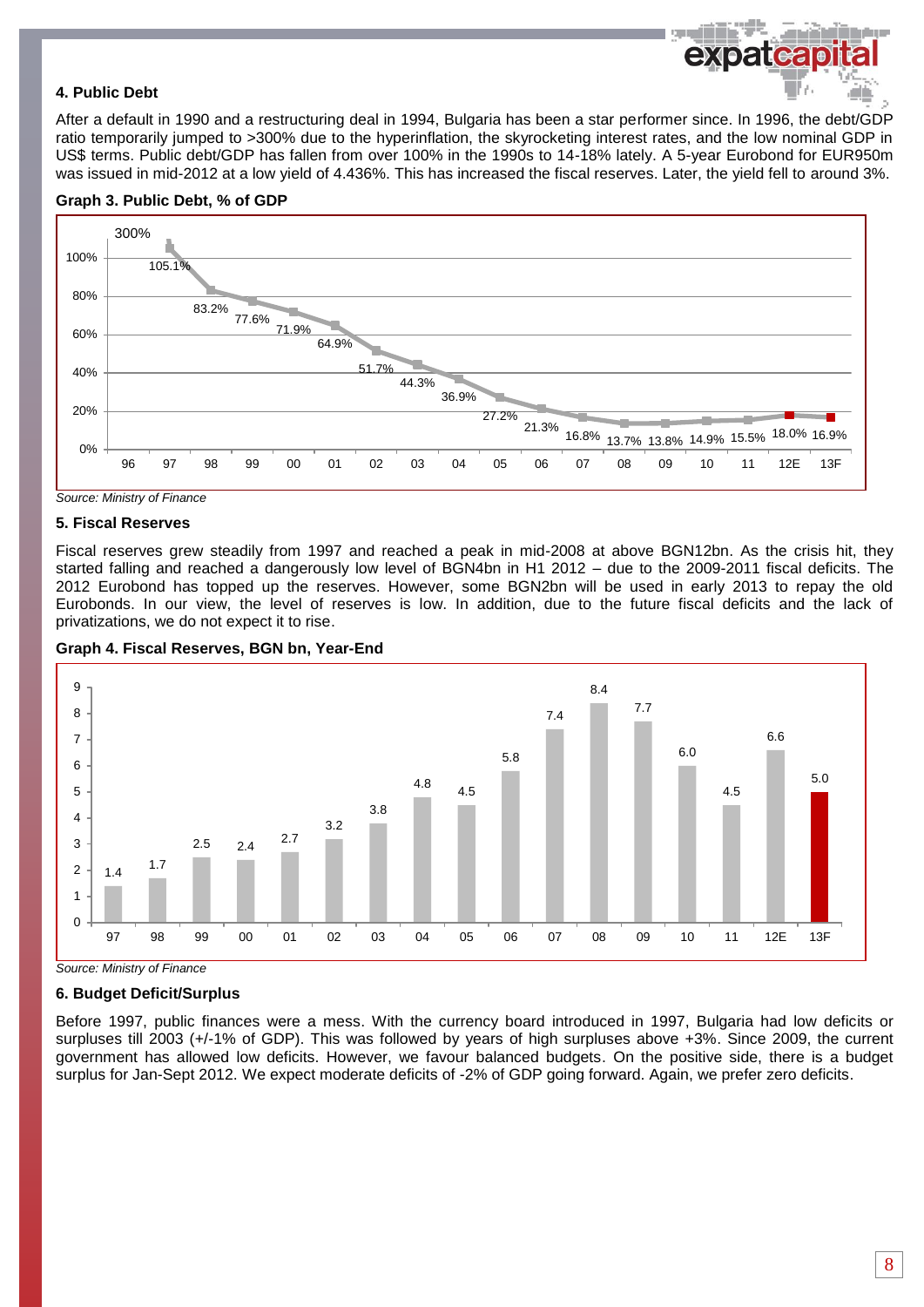### 4. Public Debt

After a default in 1990 and a restructuring deal in 1994, Bulgaria has been a star performer since. In 1996, the debt/GDP ratio temporarily jumped to >300% due to the hyperinflation, the skyrocketing interest rates, and the low nominal GDP in US$ terms. Public debt/GDP has fallen from over 100% in the 1990s to 14-18% lately. A 5-year Eurobond for EUR950m was issued in mid-2012 at a low yield of 4.436%. This has increased the fiscal reserves. Later, the yield fell to around 3%.

**Graph 3. Public Debt, % of GDP**

| Year | 96 | 97 | 98 | 99 | 00 | 01 | 02 | 03 | 04 | 05 | 06 | 07 | 08 | 09 | 10 | 11 | 12E | 13F |
|---|---|---|---|---|---|---|---|---|---|---|---|---|---|---|---|---|---|---|
| Public Debt, % of GDP | 300% | 105.1% | 83.2% | 77.6% | 71.9% | 64.9% | 51.7% | 44.3% | 36.9% | 27.2% | 21.3% | 16.8% | 13.7% | 13.8% | 14.9% | 15.5% | 18.0% | 16.9% |

*Source: Ministry of Finance*

### 5. Fiscal Reserves

Fiscal reserves grew steadily from 1997 and reached a peak in mid-2008 at above BGN12bn. As the crisis hit, they started falling and reached a dangerously low level of BGN4bn in H1 2012 – due to the 2009-2011 fiscal deficits. The 2012 Eurobond has topped up the reserves. However, some BGN2bn will be used in early 2013 to repay the old Eurobonds. In our view, the level of reserves is low. In addition, due to the future fiscal deficits and the lack of privatizations, we do not expect it to rise.

**Graph 4. Fiscal Reserves, BGN bn, Year-End**

| Year | 97 | 98 | 99 | 00 | 01 | 02 | 03 | 04 | 05 | 06 | 07 | 08 | 09 | 10 | 11 | 12E | 13F |
|---|---|---|---|---|---|---|---|---|---|---|---|---|---|---|---|---|---|
| Fiscal Reserves, BGN bn | 1.4 | 1.7 | 2.5 | 2.4 | 2.7 | 3.2 | 3.8 | 4.8 | 4.5 | 5.8 | 7.4 | 8.4 | 7.7 | 6.0 | 4.5 | 6.6 | 5.0 |

*Source: Ministry of Finance*

### 6. Budget Deficit/Surplus

Before 1997, public finances were a mess. With the currency board introduced in 1997, Bulgaria had low deficits or surpluses till 2003 (+/-1% of GDP). This was followed by years of high surpluses above +3%. Since 2009, the current government has allowed low deficits. However, we favour balanced budgets. On the positive side, there is a budget surplus for Jan-Sept 2012. We expect moderate deficits of -2% of GDP going forward. Again, we prefer zero deficits.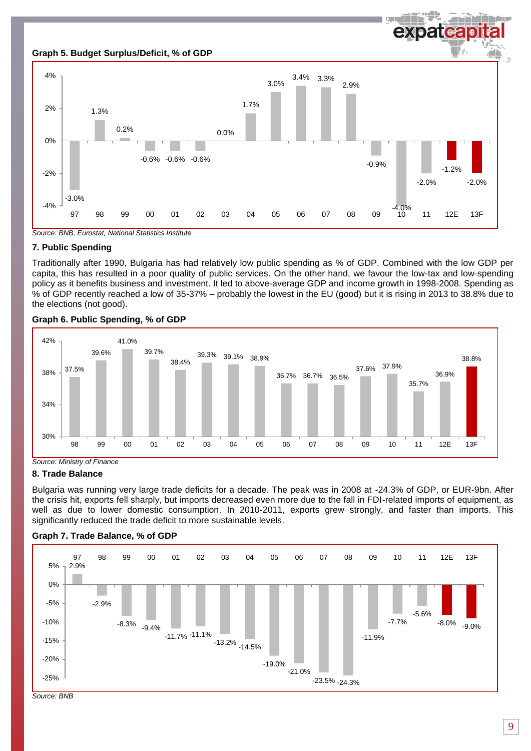**Graph 5. Budget Surplus/Deficit, % of GDP**

| 97 | 98 | 99 | 00 | 01 | 02 | 03 | 04 | 05 | 06 | 07 | 08 | 09 | 10 | 11 | 12E | 13F |
|---|---|---|---|---|---|---|---|---|---|---|---|---|---|---|---|---|
| -3.0% | 1.3% | 0.2% | -0.6% | -0.6% | -0.6% | 0.0% | 1.7% | 3.0% | 3.4% | 3.3% | 2.9% | -0.9% | -4.0% | -2.0% | -1.2% | -2.0% |

*Source: BNB, Eurostat, National Statistics Institute*

### 7. Public Spending

Traditionally after 1990, Bulgaria has had relatively low public spending as % of GDP. Combined with the low GDP per capita, this has resulted in a poor quality of public services. On the other hand, we favour the low-tax and low-spending policy as it benefits business and investment. It led to above-average GDP and income growth in 1998-2008. Spending as % of GDP recently reached a low of 35-37% – probably the lowest in the EU (good) but it is rising in 2013 to 38.8% due to the elections (not good).

**Graph 6. Public Spending, % of GDP**

| 98 | 99 | 00 | 01 | 02 | 03 | 04 | 05 | 06 | 07 | 08 | 09 | 10 | 11 | 12E | 13F |
|---|---|---|---|---|---|---|---|---|---|---|---|---|---|---|---|
| 37.5% | 39.6% | 41.0% | 39.7% | 38.4% | 39.3% | 39.1% | 38.9% | 36.7% | 36.7% | 36.5% | 37.6% | 37.9% | 35.7% | 36.9% | 38.8% |

*Source: Ministry of Finance*

### 8. Trade Balance

Bulgaria was running very large trade deficits for a decade. The peak was in 2008 at -24.3% of GDP, or EUR-9bn. After the crisis hit, exports fell sharply, but imports decreased even more due to the fall in FDI-related imports of equipment, as well as due to lower domestic consumption. In 2010-2011, exports grew strongly, and faster than imports. This significantly reduced the trade deficit to more sustainable levels.

**Graph 7. Trade Balance, % of GDP**

| 97 | 98 | 99 | 00 | 01 | 02 | 03 | 04 | 05 | 06 | 07 | 08 | 09 | 10 | 11 | 12E | 13F |
|---|---|---|---|---|---|---|---|---|---|---|---|---|---|---|---|---|
| 2.9% | -2.9% | -8.3% | -9.4% | -11.7% | -11.1% | -13.2% | -14.5% | -19.0% | -21.0% | -23.5% | -24.3% | -11.9% | -7.7% | -5.6% | -8.0% | -9.0% |

*Source: BNB*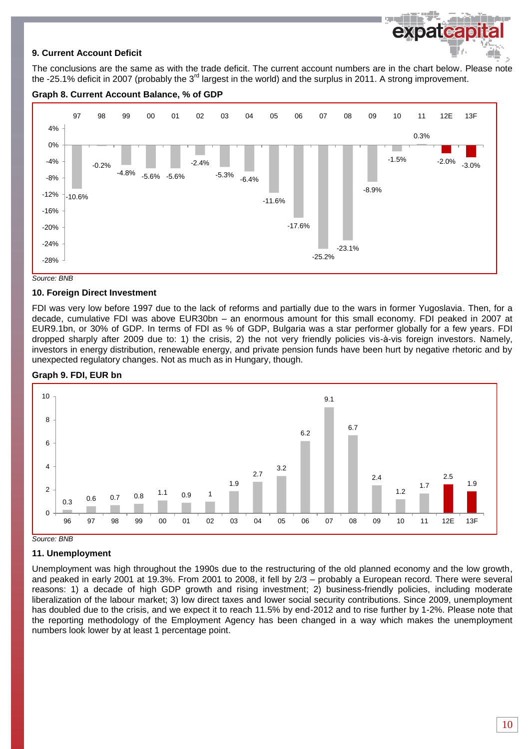### 9. Current Account Deficit

The conclusions are the same as with the trade deficit. The current account numbers are in the chart below. Please note the -25.1% deficit in 2007 (probably the 3rd largest in the world) and the surplus in 2011. A strong improvement.

**Graph 8. Current Account Balance, % of GDP**

| 97 | 98 | 99 | 00 | 01 | 02 | 03 | 04 | 05 | 06 | 07 | 08 | 09 | 10 | 11 | 12E | 13F |
|---|---|---|---|---|---|---|---|---|---|---|---|---|---|---|---|---|
| -10.6% | -0.2% | -4.8% | -5.6% | -5.6% | -2.4% | -5.3% | -6.4% | -11.6% | -17.6% | -25.2% | -23.1% | -8.9% | -1.5% | 0.3% | -2.0% | -3.0% |

*Source: BNB*

### 10. Foreign Direct Investment

FDI was very low before 1997 due to the lack of reforms and partially due to the wars in former Yugoslavia. Then, for a decade, cumulative FDI was above EUR30bn – an enormous amount for this small economy. FDI peaked in 2007 at EUR9.1bn, or 30% of GDP. In terms of FDI as % of GDP, Bulgaria was a star performer globally for a few years. FDI dropped sharply after 2009 due to: 1) the crisis, 2) the not very friendly policies vis-à-vis foreign investors. Namely, investors in energy distribution, renewable energy, and private pension funds have been hurt by negative rhetoric and by unexpected regulatory changes. Not as much as in Hungary, though.

**Graph 9. FDI, EUR bn**

| 96 | 97 | 98 | 99 | 00 | 01 | 02 | 03 | 04 | 05 | 06 | 07 | 08 | 09 | 10 | 11 | 12E | 13F |
|---|---|---|---|---|---|---|---|---|---|---|---|---|---|---|---|---|---|
| 0.3 | 0.6 | 0.7 | 0.8 | 1.1 | 0.9 | 1 | 1.9 | 2.7 | 3.2 | 6.2 | 9.1 | 6.7 | 2.4 | 1.2 | 1.7 | 2.5 | 1.9 |

*Source: BNB*

### 11. Unemployment

Unemployment was high throughout the 1990s due to the restructuring of the old planned economy and the low growth, and peaked in early 2001 at 19.3%. From 2001 to 2008, it fell by 2/3 – probably a European record. There were several reasons: 1) a decade of high GDP growth and rising investment; 2) business-friendly policies, including moderate liberalization of the labour market; 3) low direct taxes and lower social security contributions. Since 2009, unemployment has doubled due to the crisis, and we expect it to reach 11.5% by end-2012 and to rise further by 1-2%. Please note that the reporting methodology of the Employment Agency has been changed in a way which makes the unemployment numbers look lower by at least 1 percentage point.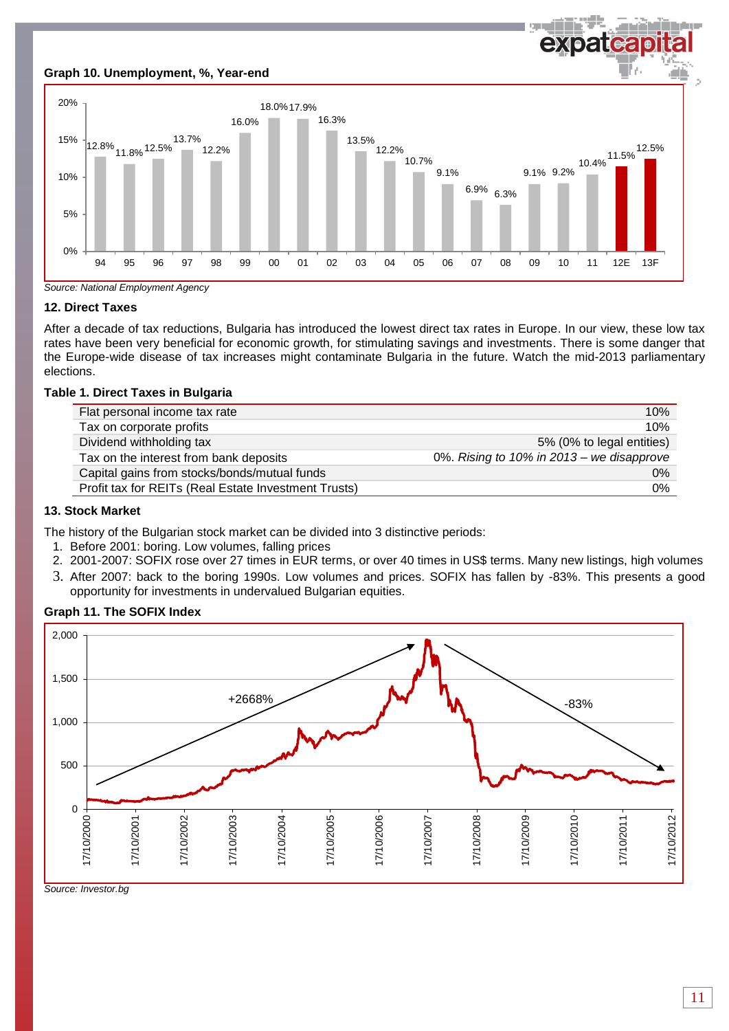**Graph 10. Unemployment, %, Year-end**

Source: National Employment Agency

## 12. Direct Taxes

After a decade of tax reductions, Bulgaria has introduced the lowest direct tax rates in Europe. In our view, these low tax rates have been very beneficial for economic growth, for stimulating savings and investments. There is some danger that the Europe-wide disease of tax increases might contaminate Bulgaria in the future. Watch the mid-2013 parliamentary elections.

**Table 1. Direct Taxes in Bulgaria**

| | |
|---|---|
| Flat personal income tax rate | 10% |
| Tax on corporate profits | 10% |
| Dividend withholding tax | 5% (0% to legal entities) |
| Tax on the interest from bank deposits | 0%. *Rising to 10% in 2013 – we disapprove* |
| Capital gains from stocks/bonds/mutual funds | 0% |
| Profit tax for REITs (Real Estate Investment Trusts) | 0% |

## 13. Stock Market

The history of the Bulgarian stock market can be divided into 3 distinctive periods:

1. Before 2001: boring. Low volumes, falling prices
2. 2001-2007: SOFIX rose over 27 times in EUR terms, or over 40 times in US$ terms. Many new listings, high volumes
3. After 2007: back to the boring 1990s. Low volumes and prices. SOFIX has fallen by -83%. This presents a good opportunity for investments in undervalued Bulgarian equities.

**Graph 11. The SOFIX Index**

Source: Investor.bg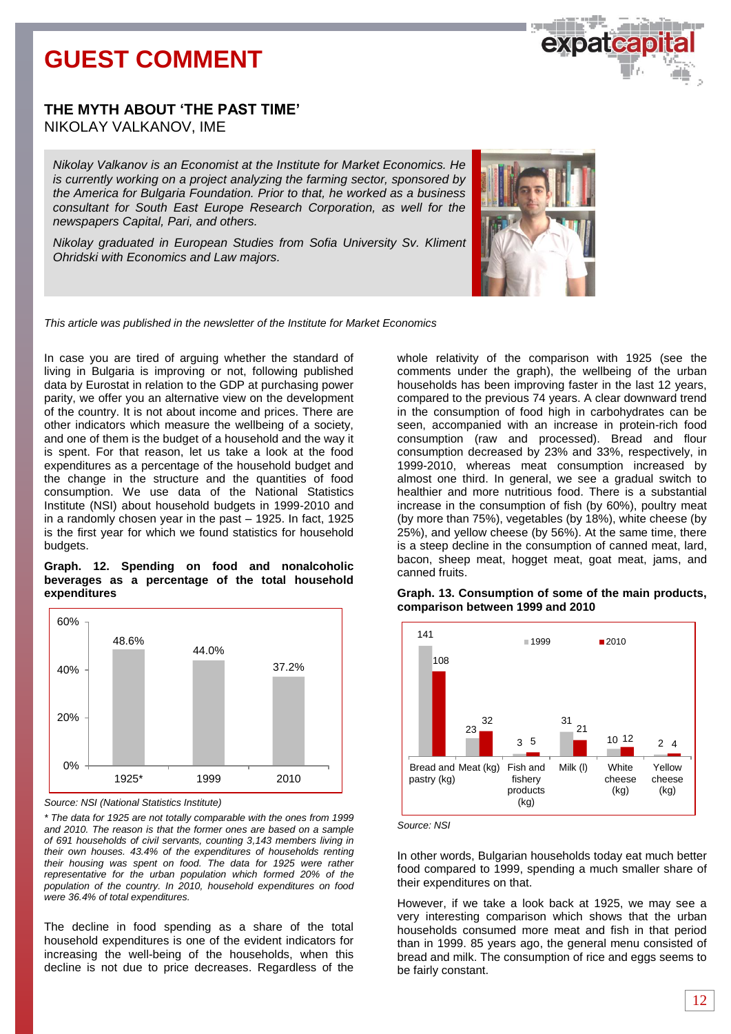# GUEST COMMENT

## THE MYTH ABOUT 'THE PAST TIME'

NIKOLAY VALKANOV, IME

*Nikolay Valkanov is an Economist at the Institute for Market Economics. He is currently working on a project analyzing the farming sector, sponsored by the America for Bulgaria Foundation. Prior to that, he worked as a business consultant for South East Europe Research Corporation, as well for the newspapers Capital, Pari, and others.*

*Nikolay graduated in European Studies from Sofia University Sv. Kliment Ohridski with Economics and Law majors.*

*This article was published in the newsletter of the Institute for Market Economics*

In case you are tired of arguing whether the standard of living in Bulgaria is improving or not, following published data by Eurostat in relation to the GDP at purchasing power parity, we offer you an alternative view on the development of the country. It is not about income and prices. There are other indicators which measure the wellbeing of a society, and one of them is the budget of a household and the way it is spent. For that reason, let us take a look at the food expenditures as a percentage of the household budget and the change in the structure and the quantities of food consumption. We use data of the National Statistics Institute (NSI) about household budgets in 1999-2010 and in a randomly chosen year in the past – 1925. In fact, 1925 is the first year for which we found statistics for household budgets.

**Graph. 12. Spending on food and nonalcoholic beverages as a percentage of the total household expenditures**

| Year | Share |
|---|---|
| 1925* | 48.6% |
| 1999 | 44.0% |
| 2010 | 37.2% |

*Source: NSI (National Statistics Institute)*

*\* The data for 1925 are not totally comparable with the ones from 1999 and 2010. The reason is that the former ones are based on a sample of 691 households of civil servants, counting 3,143 members living in their own houses. 43.4% of the expenditures of households renting their housing was spent on food. The data for 1925 were rather representative for the urban population which formed 20% of the population of the country. In 2010, household expenditures on food were 36.4% of total expenditures.*

The decline in food spending as a share of the total household expenditures is one of the evident indicators for increasing the well-being of the households, when this decline is not due to price decreases. Regardless of the whole relativity of the comparison with 1925 (see the comments under the graph), the wellbeing of the urban households has been improving faster in the last 12 years, compared to the previous 74 years. A clear downward trend in the consumption of food high in carbohydrates can be seen, accompanied with an increase in protein-rich food consumption (raw and processed). Bread and flour consumption decreased by 23% and 33%, respectively, in 1999-2010, whereas meat consumption increased by almost one third. In general, we see a gradual switch to healthier and more nutritious food. There is a substantial increase in the consumption of fish (by 60%), poultry meat (by more than 75%), vegetables (by 18%), white cheese (by 25%), and yellow cheese (by 56%). At the same time, there is a steep decline in the consumption of canned meat, lard, bacon, sheep meat, hogget meat, goat meat, jams, and canned fruits.

**Graph. 13. Consumption of some of the main products, comparison between 1999 and 2010**

| Product | 1999 | 2010 |
|---|---|---|
| Bread and pastry (kg) | 141 | 108 |
| Meat (kg) | 23 | 32 |
| Fish and fishery products (kg) | 3 | 5 |
| Milk (l) | 31 | 21 |
| White cheese (kg) | 10 | 12 |
| Yellow cheese (kg) | 2 | 4 |

*Source: NSI*

In other words, Bulgarian households today eat much better food compared to 1999, spending a much smaller share of their expenditures on that.

However, if we take a look back at 1925, we may see a very interesting comparison which shows that the urban households consumed more meat and fish in that period than in 1999. 85 years ago, the general menu consisted of bread and milk. The consumption of rice and eggs seems to be fairly constant.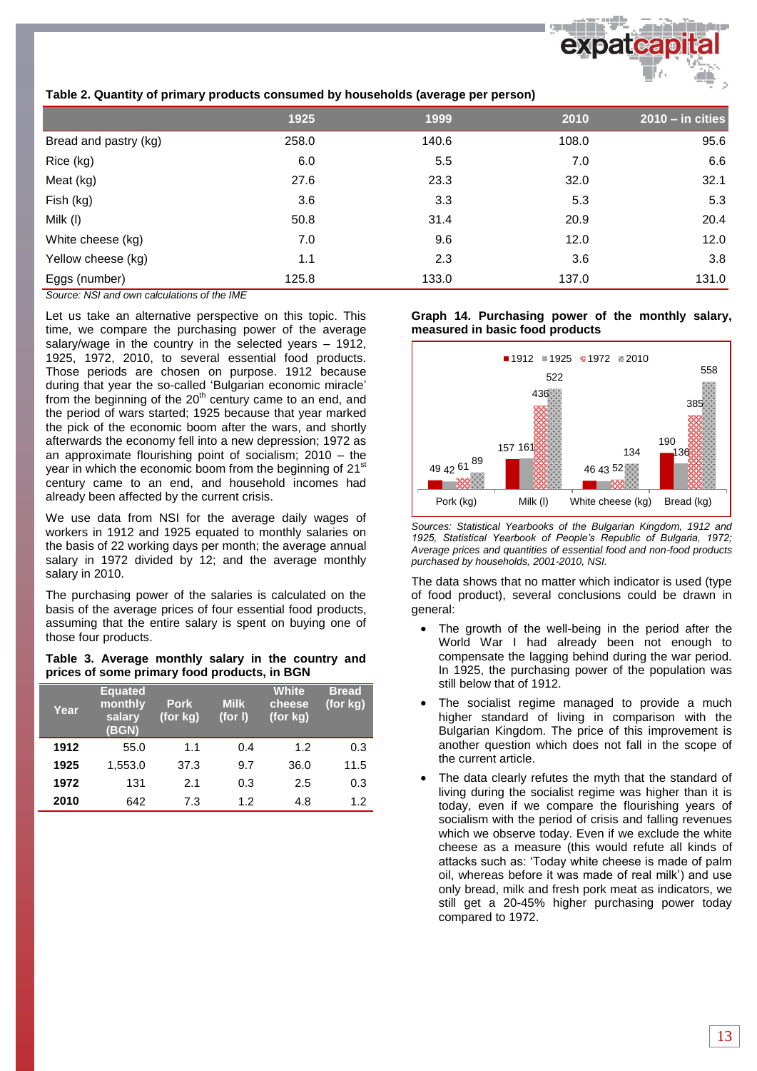**Table 2. Quantity of primary products consumed by households (average per person)**

| | 1925 | 1999 | 2010 | 2010 – in cities |
|---|---|---|---|---|
| Bread and pastry (kg) | 258.0 | 140.6 | 108.0 | 95.6 |
| Rice (kg) | 6.0 | 5.5 | 7.0 | 6.6 |
| Meat (kg) | 27.6 | 23.3 | 32.0 | 32.1 |
| Fish (kg) | 3.6 | 3.3 | 5.3 | 5.3 |
| Milk (l) | 50.8 | 31.4 | 20.9 | 20.4 |
| White cheese (kg) | 7.0 | 9.6 | 12.0 | 12.0 |
| Yellow cheese (kg) | 1.1 | 2.3 | 3.6 | 3.8 |
| Eggs (number) | 125.8 | 133.0 | 137.0 | 131.0 |

*Source: NSI and own calculations of the IME*

Let us take an alternative perspective on this topic. This time, we compare the purchasing power of the average salary/wage in the country in the selected years – 1912, 1925, 1972, 2010, to several essential food products. Those periods are chosen on purpose. 1912 because during that year the so-called 'Bulgarian economic miracle' from the beginning of the 20th century came to an end, and the period of wars started; 1925 because that year marked the pick of the economic boom after the wars, and shortly afterwards the economy fell into a new depression; 1972 as an approximate flourishing point of socialism; 2010 – the year in which the economic boom from the beginning of 21st century came to an end, and household incomes had already been affected by the current crisis.

We use data from NSI for the average daily wages of workers in 1912 and 1925 equated to monthly salaries on the basis of 22 working days per month; the average annual salary in 1972 divided by 12; and the average monthly salary in 2010.

The purchasing power of the salaries is calculated on the basis of the average prices of four essential food products, assuming that the entire salary is spent on buying one of those four products.

**Table 3. Average monthly salary in the country and prices of some primary food products, in BGN**

| Year | Equated monthly salary (BGN) | Pork (for kg) | Milk (for l) | White cheese (for kg) | Bread (for kg) |
|---|---|---|---|---|---|
| **1912** | 55.0 | 1.1 | 0.4 | 1.2 | 0.3 |
| **1925** | 1,553.0 | 37.3 | 9.7 | 36.0 | 11.5 |
| **1972** | 131 | 2.1 | 0.3 | 2.5 | 0.3 |
| **2010** | 642 | 7.3 | 1.2 | 4.8 | 1.2 |

**Graph 14. Purchasing power of the monthly salary, measured in basic food products**

| | 1912 | 1925 | 1972 | 2010 |
|---|---|---|---|---|
| Pork (kg) | 49 | 42 | 61 | 89 |
| Milk (l) | 157 | 161 | 436 | 522 |
| White cheese (kg) | 46 | 43 | 52 | 134 |
| Bread (kg) | 190 | 136 | 385 | 558 |

*Sources: Statistical Yearbooks of the Bulgarian Kingdom, 1912 and 1925, Statistical Yearbook of People's Republic of Bulgaria, 1972; Average prices and quantities of essential food and non-food products purchased by households, 2001-2010, NSI.*

The data shows that no matter which indicator is used (type of food product), several conclusions could be drawn in general:

- The growth of the well-being in the period after the World War I had already been not enough to compensate the lagging behind during the war period. In 1925, the purchasing power of the population was still below that of 1912.
- The socialist regime managed to provide a much higher standard of living in comparison with the Bulgarian Kingdom. The price of this improvement is another question which does not fall in the scope of the current article.
- The data clearly refutes the myth that the standard of living during the socialist regime was higher than it is today, even if we compare the flourishing years of socialism with the period of crisis and falling revenues which we observe today. Even if we exclude the white cheese as a measure (this would refute all kinds of attacks such as: 'Today white cheese is made of palm oil, whereas before it was made of real milk') and use only bread, milk and fresh pork meat as indicators, we still get a 20-45% higher purchasing power today compared to 1972.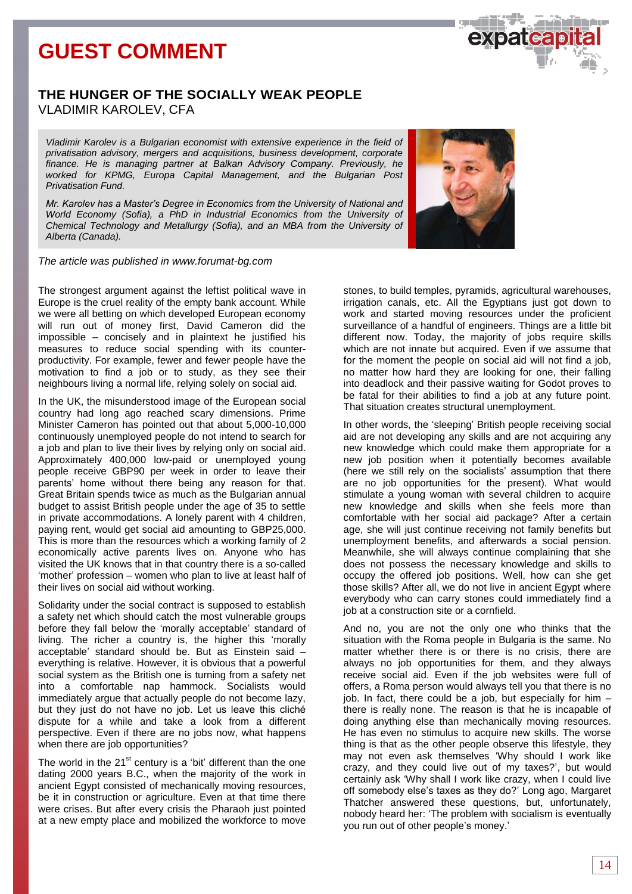# GUEST COMMENT

## THE HUNGER OF THE SOCIALLY WEAK PEOPLE

VLADIMIR KAROLEV, CFA

*Vladimir Karolev is a Bulgarian economist with extensive experience in the field of privatisation advisory, mergers and acquisitions, business development, corporate finance. He is managing partner at Balkan Advisory Company. Previously, he worked for KPMG, Europa Capital Management, and the Bulgarian Post Privatisation Fund.*

*Mr. Karolev has a Master's Degree in Economics from the University of National and World Economy (Sofia), a PhD in Industrial Economics from the University of Chemical Technology and Metallurgy (Sofia), and an MBA from the University of Alberta (Canada).*

*The article was published in www.forumat-bg.com*

The strongest argument against the leftist political wave in Europe is the cruel reality of the empty bank account. While we were all betting on which developed European economy will run out of money first, David Cameron did the impossible – concisely and in plaintext he justified his measures to reduce social spending with its counter-productivity. For example, fewer and fewer people have the motivation to find a job or to study, as they see their neighbours living a normal life, relying solely on social aid.

In the UK, the misunderstood image of the European social country had long ago reached scary dimensions. Prime Minister Cameron has pointed out that about 5,000-10,000 continuously unemployed people do not intend to search for a job and plan to live their lives by relying only on social aid. Approximately 400,000 low-paid or unemployed young people receive GBP90 per week in order to leave their parents' home without there being any reason for that. Great Britain spends twice as much as the Bulgarian annual budget to assist British people under the age of 35 to settle in private accommodations. A lonely parent with 4 children, paying rent, would get social aid amounting to GBP25,000. This is more than the resources which a working family of 2 economically active parents lives on. Anyone who has visited the UK knows that in that country there is a so-called 'mother' profession – women who plan to live at least half of their lives on social aid without working.

Solidarity under the social contract is supposed to establish a safety net which should catch the most vulnerable groups before they fall below the 'morally acceptable' standard of living. The richer a country is, the higher this 'morally acceptable' standard should be. But as Einstein said – everything is relative. However, it is obvious that a powerful social system as the British one is turning from a safety net into a comfortable nap hammock. Socialists would immediately argue that actually people do not become lazy, but they just do not have no job. Let us leave this cliché dispute for a while and take a look from a different perspective. Even if there are no jobs now, what happens when there are job opportunities?

The world in the 21st century is a 'bit' different than the one dating 2000 years B.C., when the majority of the work in ancient Egypt consisted of mechanically moving resources, be it in construction or agriculture. Even at that time there were crises. But after every crisis the Pharaoh just pointed at a new empty place and mobilized the workforce to move stones, to build temples, pyramids, agricultural warehouses, irrigation canals, etc. All the Egyptians just got down to work and started moving resources under the proficient surveillance of a handful of engineers. Things are a little bit different now. Today, the majority of jobs require skills which are not innate but acquired. Even if we assume that for the moment the people on social aid will not find a job, no matter how hard they are looking for one, their falling into deadlock and their passive waiting for Godot proves to be fatal for their abilities to find a job at any future point. That situation creates structural unemployment.

In other words, the 'sleeping' British people receiving social aid are not developing any skills and are not acquiring any new knowledge which could make them appropriate for a new job position when it potentially becomes available (here we still rely on the socialists' assumption that there are no job opportunities for the present). What would stimulate a young woman with several children to acquire new knowledge and skills when she feels more than comfortable with her social aid package? After a certain age, she will just continue receiving not family benefits but unemployment benefits, and afterwards a social pension. Meanwhile, she will always continue complaining that she does not possess the necessary knowledge and skills to occupy the offered job positions. Well, how can she get those skills? After all, we do not live in ancient Egypt where everybody who can carry stones could immediately find a job at a construction site or a cornfield.

And no, you are not the only one who thinks that the situation with the Roma people in Bulgaria is the same. No matter whether there is or there is no crisis, there are always no job opportunities for them, and they always receive social aid. Even if the job websites were full of offers, a Roma person would always tell you that there is no job. In fact, there could be a job, but especially for him – there is really none. The reason is that he is incapable of doing anything else than mechanically moving resources. He has even no stimulus to acquire new skills. The worse thing is that as the other people observe this lifestyle, they may not even ask themselves 'Why should I work like crazy, and they could live out of my taxes?', but would certainly ask 'Why shall I work like crazy, when I could live off somebody else's taxes as they do?' Long ago, Margaret Thatcher answered these questions, but, unfortunately, nobody heard her: 'The problem with socialism is eventually you run out of other people's money.'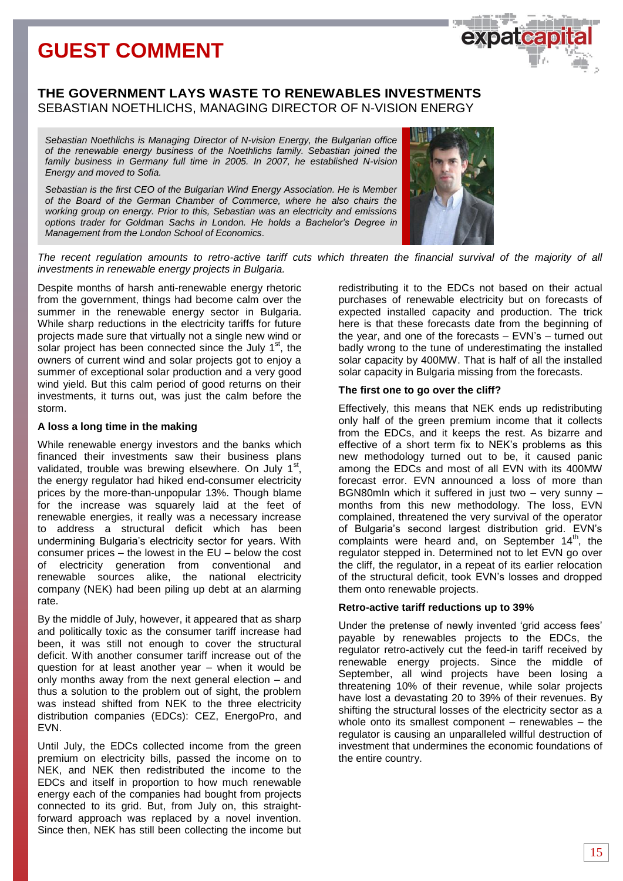# GUEST COMMENT

## THE GOVERNMENT LAYS WASTE TO RENEWABLES INVESTMENTS

SEBASTIAN NOETHLICHS, MANAGING DIRECTOR OF N-VISION ENERGY

*Sebastian Noethlichs is Managing Director of N-vision Energy, the Bulgarian office of the renewable energy business of the Noethlichs family. Sebastian joined the family business in Germany full time in 2005. In 2007, he established N-vision Energy and moved to Sofia.*

*Sebastian is the first CEO of the Bulgarian Wind Energy Association. He is Member of the Board of the German Chamber of Commerce, where he also chairs the working group on energy. Prior to this, Sebastian was an electricity and emissions options trader for Goldman Sachs in London. He holds a Bachelor's Degree in Management from the London School of Economics.*

*The recent regulation amounts to retro-active tariff cuts which threaten the financial survival of the majority of all investments in renewable energy projects in Bulgaria.*

Despite months of harsh anti-renewable energy rhetoric from the government, things had become calm over the summer in the renewable energy sector in Bulgaria. While sharp reductions in the electricity tariffs for future projects made sure that virtually not a single new wind or solar project has been connected since the July 1st, the owners of current wind and solar projects got to enjoy a summer of exceptional solar production and a very good wind yield. But this calm period of good returns on their investments, it turns out, was just the calm before the storm.

**A loss a long time in the making**

While renewable energy investors and the banks which financed their investments saw their business plans validated, trouble was brewing elsewhere. On July 1st, the energy regulator had hiked end-consumer electricity prices by the more-than-unpopular 13%. Though blame for the increase was squarely laid at the feet of renewable energies, it really was a necessary increase to address a structural deficit which has been undermining Bulgaria's electricity sector for years. With consumer prices – the lowest in the EU – below the cost of electricity generation from conventional and renewable sources alike, the national electricity company (NEK) had been piling up debt at an alarming rate.

By the middle of July, however, it appeared that as sharp and politically toxic as the consumer tariff increase had been, it was still not enough to cover the structural deficit. With another consumer tariff increase out of the question for at least another year – when it would be only months away from the next general election – and thus a solution to the problem out of sight, the problem was instead shifted from NEK to the three electricity distribution companies (EDCs): CEZ, EnergoPro, and EVN.

Until July, the EDCs collected income from the green premium on electricity bills, passed the income on to NEK, and NEK then redistributed the income to the EDCs and itself in proportion to how much renewable energy each of the companies had bought from projects connected to its grid. But, from July on, this straight-forward approach was replaced by a novel invention. Since then, NEK has still been collecting the income but redistributing it to the EDCs not based on their actual purchases of renewable electricity but on forecasts of expected installed capacity and production. The trick here is that these forecasts date from the beginning of the year, and one of the forecasts – EVN's – turned out badly wrong to the tune of underestimating the installed solar capacity by 400MW. That is half of all the installed solar capacity in Bulgaria missing from the forecasts.

**The first one to go over the cliff?**

Effectively, this means that NEK ends up redistributing only half of the green premium income that it collects from the EDCs, and it keeps the rest. As bizarre and effective of a short term fix to NEK's problems as this new methodology turned out to be, it caused panic among the EDCs and most of all EVN with its 400MW forecast error. EVN announced a loss of more than BGN80mln which it suffered in just two – very sunny – months from this new methodology. The loss, EVN complained, threatened the very survival of the operator of Bulgaria's second largest distribution grid. EVN's complaints were heard and, on September 14th, the regulator stepped in. Determined not to let EVN go over the cliff, the regulator, in a repeat of its earlier relocation of the structural deficit, took EVN's losses and dropped them onto renewable projects.

**Retro-active tariff reductions up to 39%**

Under the pretense of newly invented 'grid access fees' payable by renewables projects to the EDCs, the regulator retro-actively cut the feed-in tariff received by renewable energy projects. Since the middle of September, all wind projects have been losing a threatening 10% of their revenue, while solar projects have lost a devastating 20 to 39% of their revenues. By shifting the structural losses of the electricity sector as a whole onto its smallest component – renewables – the regulator is causing an unparalleled willful destruction of investment that undermines the economic foundations of the entire country.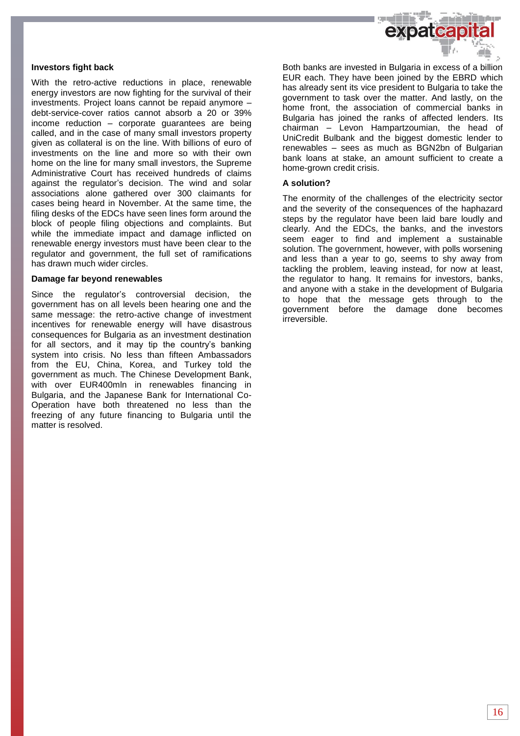### Investors fight back

With the retro-active reductions in place, renewable energy investors are now fighting for the survival of their investments. Project loans cannot be repaid anymore – debt-service-cover ratios cannot absorb a 20 or 39% income reduction – corporate guarantees are being called, and in the case of many small investors property given as collateral is on the line. With billions of euro of investments on the line and more so with their own home on the line for many small investors, the Supreme Administrative Court has received hundreds of claims against the regulator's decision. The wind and solar associations alone gathered over 300 claimants for cases being heard in November. At the same time, the filing desks of the EDCs have seen lines form around the block of people filing objections and complaints. But while the immediate impact and damage inflicted on renewable energy investors must have been clear to the regulator and government, the full set of ramifications has drawn much wider circles.

### Damage far beyond renewables

Since the regulator's controversial decision, the government has on all levels been hearing one and the same message: the retro-active change of investment incentives for renewable energy will have disastrous consequences for Bulgaria as an investment destination for all sectors, and it may tip the country's banking system into crisis. No less than fifteen Ambassadors from the EU, China, Korea, and Turkey told the government as much. The Chinese Development Bank, with over EUR400mln in renewables financing in Bulgaria, and the Japanese Bank for International Co-Operation have both threatened no less than the freezing of any future financing to Bulgaria until the matter is resolved. Both banks are invested in Bulgaria in excess of a billion EUR each. They have been joined by the EBRD which has already sent its vice president to Bulgaria to take the government to task over the matter. And lastly, on the home front, the association of commercial banks in Bulgaria has joined the ranks of affected lenders. Its chairman – Levon Hampartzoumian, the head of UniCredit Bulbank and the biggest domestic lender to renewables – sees as much as BGN2bn of Bulgarian bank loans at stake, an amount sufficient to create a home-grown credit crisis.

### A solution?

The enormity of the challenges of the electricity sector and the severity of the consequences of the haphazard steps by the regulator have been laid bare loudly and clearly. And the EDCs, the banks, and the investors seem eager to find and implement a sustainable solution. The government, however, with polls worsening and less than a year to go, seems to shy away from tackling the problem, leaving instead, for now at least, the regulator to hang. It remains for investors, banks, and anyone with a stake in the development of Bulgaria to hope that the message gets through to the government before the damage done becomes irreversible.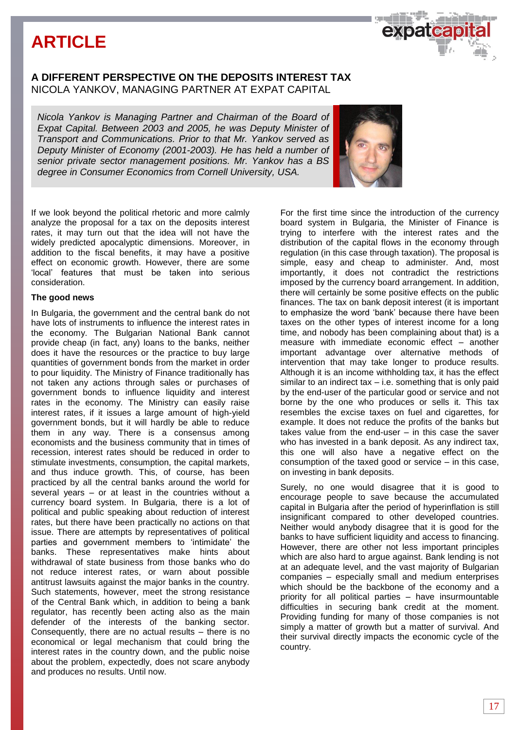# ARTICLE

## A DIFFERENT PERSPECTIVE ON THE DEPOSITS INTEREST TAX

NICOLA YANKOV, MANAGING PARTNER AT EXPAT CAPITAL

*Nicola Yankov is Managing Partner and Chairman of the Board of Expat Capital. Between 2003 and 2005, he was Deputy Minister of Transport and Communications. Prior to that Mr. Yankov served as Deputy Minister of Economy (2001-2003). He has held a number of senior private sector management positions. Mr. Yankov has a BS degree in Consumer Economics from Cornell University, USA.*

If we look beyond the political rhetoric and more calmly analyze the proposal for a tax on the deposits interest rates, it may turn out that the idea will not have the widely predicted apocalyptic dimensions. Moreover, in addition to the fiscal benefits, it may have a positive effect on economic growth. However, there are some 'local' features that must be taken into serious consideration.

**The good news**

In Bulgaria, the government and the central bank do not have lots of instruments to influence the interest rates in the economy. The Bulgarian National Bank cannot provide cheap (in fact, any) loans to the banks, neither does it have the resources or the practice to buy large quantities of government bonds from the market in order to pour liquidity. The Ministry of Finance traditionally has not taken any actions through sales or purchases of government bonds to influence liquidity and interest rates in the economy. The Ministry can easily raise interest rates, if it issues a large amount of high-yield government bonds, but it will hardly be able to reduce them in any way. There is a consensus among economists and the business community that in times of recession, interest rates should be reduced in order to stimulate investments, consumption, the capital markets, and thus induce growth. This, of course, has been practiced by all the central banks around the world for several years – or at least in the countries without a currency board system. In Bulgaria, there is a lot of political and public speaking about reduction of interest rates, but there have been practically no actions on that issue. There are attempts by representatives of political parties and government members to 'intimidate' the banks. These representatives make hints about withdrawal of state business from those banks who do not reduce interest rates, or warn about possible antitrust lawsuits against the major banks in the country. Such statements, however, meet the strong resistance of the Central Bank which, in addition to being a bank regulator, has recently been acting also as the main defender of the interests of the banking sector. Consequently, there are no actual results – there is no economical or legal mechanism that could bring the interest rates in the country down, and the public noise about the problem, expectedly, does not scare anybody and produces no results. Until now.

For the first time since the introduction of the currency board system in Bulgaria, the Minister of Finance is trying to interfere with the interest rates and the distribution of the capital flows in the economy through regulation (in this case through taxation). The proposal is simple, easy and cheap to administer. And, most importantly, it does not contradict the restrictions imposed by the currency board arrangement. In addition, there will certainly be some positive effects on the public finances. The tax on bank deposit interest (it is important to emphasize the word 'bank' because there have been taxes on the other types of interest income for a long time, and nobody has been complaining about that) is a measure with immediate economic effect – another important advantage over alternative methods of intervention that may take longer to produce results. Although it is an income withholding tax, it has the effect similar to an indirect tax – i.e. something that is only paid by the end-user of the particular good or service and not borne by the one who produces or sells it. This tax resembles the excise taxes on fuel and cigarettes, for example. It does not reduce the profits of the banks but takes value from the end-user – in this case the saver who has invested in a bank deposit. As any indirect tax, this one will also have a negative effect on the consumption of the taxed good or service – in this case, on investing in bank deposits.

Surely, no one would disagree that it is good to encourage people to save because the accumulated capital in Bulgaria after the period of hyperinflation is still insignificant compared to other developed countries. Neither would anybody disagree that it is good for the banks to have sufficient liquidity and access to financing. However, there are other not less important principles which are also hard to argue against. Bank lending is not at an adequate level, and the vast majority of Bulgarian companies – especially small and medium enterprises which should be the backbone of the economy and a priority for all political parties – have insurmountable difficulties in securing bank credit at the moment. Providing funding for many of those companies is not simply a matter of growth but a matter of survival. And their survival directly impacts the economic cycle of the country.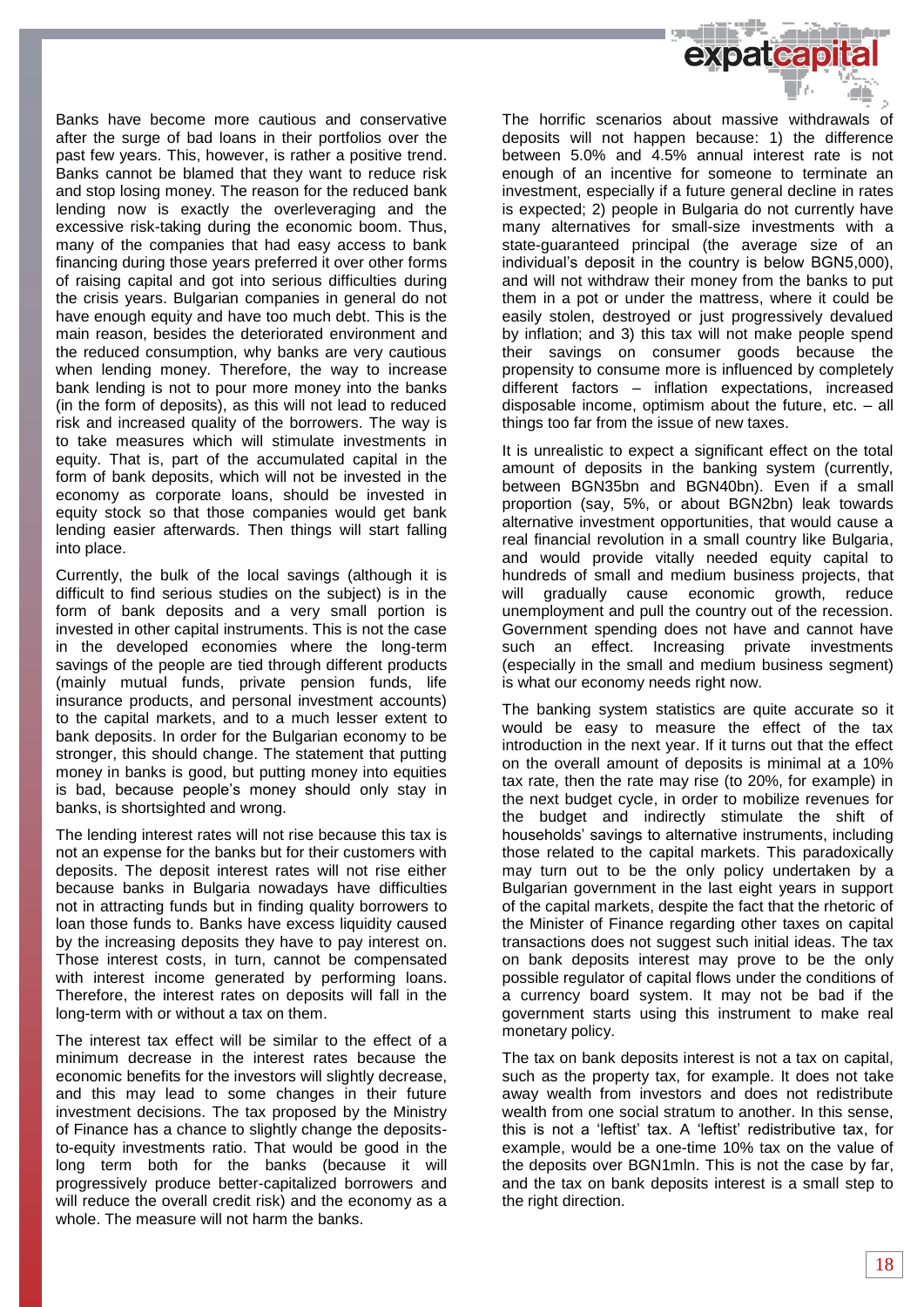Banks have become more cautious and conservative after the surge of bad loans in their portfolios over the past few years. This, however, is rather a positive trend. Banks cannot be blamed that they want to reduce risk and stop losing money. The reason for the reduced bank lending now is exactly the overleveraging and the excessive risk-taking during the economic boom. Thus, many of the companies that had easy access to bank financing during those years preferred it over other forms of raising capital and got into serious difficulties during the crisis years. Bulgarian companies in general do not have enough equity and have too much debt. This is the main reason, besides the deteriorated environment and the reduced consumption, why banks are very cautious when lending money. Therefore, the way to increase bank lending is not to pour more money into the banks (in the form of deposits), as this will not lead to reduced risk and increased quality of the borrowers. The way is to take measures which will stimulate investments in equity. That is, part of the accumulated capital in the form of bank deposits, which will not be invested in the economy as corporate loans, should be invested in equity stock so that those companies would get bank lending easier afterwards. Then things will start falling into place.

Currently, the bulk of the local savings (although it is difficult to find serious studies on the subject) is in the form of bank deposits and a very small portion is invested in other capital instruments. This is not the case in the developed economies where the long-term savings of the people are tied through different products (mainly mutual funds, private pension funds, life insurance products, and personal investment accounts) to the capital markets, and to a much lesser extent to bank deposits. In order for the Bulgarian economy to be stronger, this should change. The statement that putting money in banks is good, but putting money into equities is bad, because people's money should only stay in banks, is shortsighted and wrong.

The lending interest rates will not rise because this tax is not an expense for the banks but for their customers with deposits. The deposit interest rates will not rise either because banks in Bulgaria nowadays have difficulties not in attracting funds but in finding quality borrowers to loan those funds to. Banks have excess liquidity caused by the increasing deposits they have to pay interest on. Those interest costs, in turn, cannot be compensated with interest income generated by performing loans. Therefore, the interest rates on deposits will fall in the long-term with or without a tax on them.

The interest tax effect will be similar to the effect of a minimum decrease in the interest rates because the economic benefits for the investors will slightly decrease, and this may lead to some changes in their future investment decisions. The tax proposed by the Ministry of Finance has a chance to slightly change the deposits-to-equity investments ratio. That would be good in the long term both for the banks (because it will progressively produce better-capitalized borrowers and will reduce the overall credit risk) and the economy as a whole. The measure will not harm the banks.

The horrific scenarios about massive withdrawals of deposits will not happen because: 1) the difference between 5.0% and 4.5% annual interest rate is not enough of an incentive for someone to terminate an investment, especially if a future general decline in rates is expected; 2) people in Bulgaria do not currently have many alternatives for small-size investments with a state-guaranteed principal (the average size of an individual's deposit in the country is below BGN5,000), and will not withdraw their money from the banks to put them in a pot or under the mattress, where it could be easily stolen, destroyed or just progressively devalued by inflation; and 3) this tax will not make people spend their savings on consumer goods because the propensity to consume more is influenced by completely different factors – inflation expectations, increased disposable income, optimism about the future, etc. – all things too far from the issue of new taxes.

It is unrealistic to expect a significant effect on the total amount of deposits in the banking system (currently, between BGN35bn and BGN40bn). Even if a small proportion (say, 5%, or about BGN2bn) leak towards alternative investment opportunities, that would cause a real financial revolution in a small country like Bulgaria, and would provide vitally needed equity capital to hundreds of small and medium business projects, that will gradually cause economic growth, reduce unemployment and pull the country out of the recession. Government spending does not have and cannot have such an effect. Increasing private investments (especially in the small and medium business segment) is what our economy needs right now.

The banking system statistics are quite accurate so it would be easy to measure the effect of the tax introduction in the next year. If it turns out that the effect on the overall amount of deposits is minimal at a 10% tax rate, then the rate may rise (to 20%, for example) in the next budget cycle, in order to mobilize revenues for the budget and indirectly stimulate the shift of households' savings to alternative instruments, including those related to the capital markets. This paradoxically may turn out to be the only policy undertaken by a Bulgarian government in the last eight years in support of the capital markets, despite the fact that the rhetoric of the Minister of Finance regarding other taxes on capital transactions does not suggest such initial ideas. The tax on bank deposits interest may prove to be the only possible regulator of capital flows under the conditions of a currency board system. It may not be bad if the government starts using this instrument to make real monetary policy.

The tax on bank deposits interest is not a tax on capital, such as the property tax, for example. It does not take away wealth from investors and does not redistribute wealth from one social stratum to another. In this sense, this is not a 'leftist' tax. A 'leftist' redistributive tax, for example, would be a one-time 10% tax on the value of the deposits over BGN1mln. This is not the case by far, and the tax on bank deposits interest is a small step to the right direction.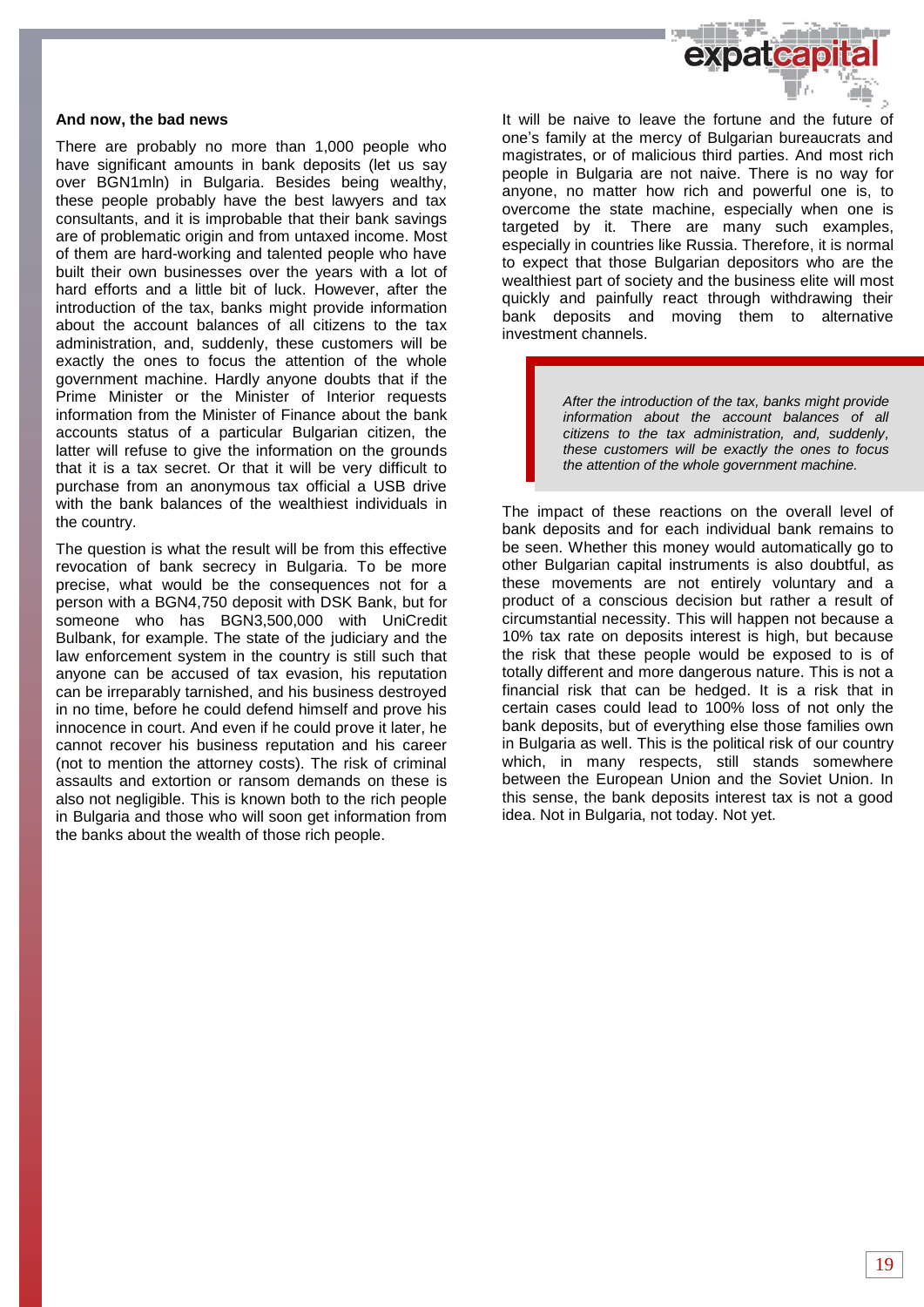### And now, the bad news

There are probably no more than 1,000 people who have significant amounts in bank deposits (let us say over BGN1mln) in Bulgaria. Besides being wealthy, these people probably have the best lawyers and tax consultants, and it is improbable that their bank savings are of problematic origin and from untaxed income. Most of them are hard-working and talented people who have built their own businesses over the years with a lot of hard efforts and a little bit of luck. However, after the introduction of the tax, banks might provide information about the account balances of all citizens to the tax administration, and, suddenly, these customers will be exactly the ones to focus the attention of the whole government machine. Hardly anyone doubts that if the Prime Minister or the Minister of Interior requests information from the Minister of Finance about the bank accounts status of a particular Bulgarian citizen, the latter will refuse to give the information on the grounds that it is a tax secret. Or that it will be very difficult to purchase from an anonymous tax official a USB drive with the bank balances of the wealthiest individuals in the country.

The question is what the result will be from this effective revocation of bank secrecy in Bulgaria. To be more precise, what would be the consequences not for a person with a BGN4,750 deposit with DSK Bank, but for someone who has BGN3,500,000 with UniCredit Bulbank, for example. The state of the judiciary and the law enforcement system in the country is still such that anyone can be accused of tax evasion, his reputation can be irreparably tarnished, and his business destroyed in no time, before he could defend himself and prove his innocence in court. And even if he could prove it later, he cannot recover his business reputation and his career (not to mention the attorney costs). The risk of criminal assaults and extortion or ransom demands on these is also not negligible. This is known both to the rich people in Bulgaria and those who will soon get information from the banks about the wealth of those rich people.

It will be naive to leave the fortune and the future of one's family at the mercy of Bulgarian bureaucrats and magistrates, or of malicious third parties. And most rich people in Bulgaria are not naive. There is no way for anyone, no matter how rich and powerful one is, to overcome the state machine, especially when one is targeted by it. There are many such examples, especially in countries like Russia. Therefore, it is normal to expect that those Bulgarian depositors who are the wealthiest part of society and the business elite will most quickly and painfully react through withdrawing their bank deposits and moving them to alternative investment channels.

> *After the introduction of the tax, banks might provide information about the account balances of all citizens to the tax administration, and, suddenly, these customers will be exactly the ones to focus the attention of the whole government machine.*

The impact of these reactions on the overall level of bank deposits and for each individual bank remains to be seen. Whether this money would automatically go to other Bulgarian capital instruments is also doubtful, as these movements are not entirely voluntary and a product of a conscious decision but rather a result of circumstantial necessity. This will happen not because a 10% tax rate on deposits interest is high, but because the risk that these people would be exposed to is of totally different and more dangerous nature. This is not a financial risk that can be hedged. It is a risk that in certain cases could lead to 100% loss of not only the bank deposits, but of everything else those families own in Bulgaria as well. This is the political risk of our country which, in many respects, still stands somewhere between the European Union and the Soviet Union. In this sense, the bank deposits interest tax is not a good idea. Not in Bulgaria, not today. Not yet.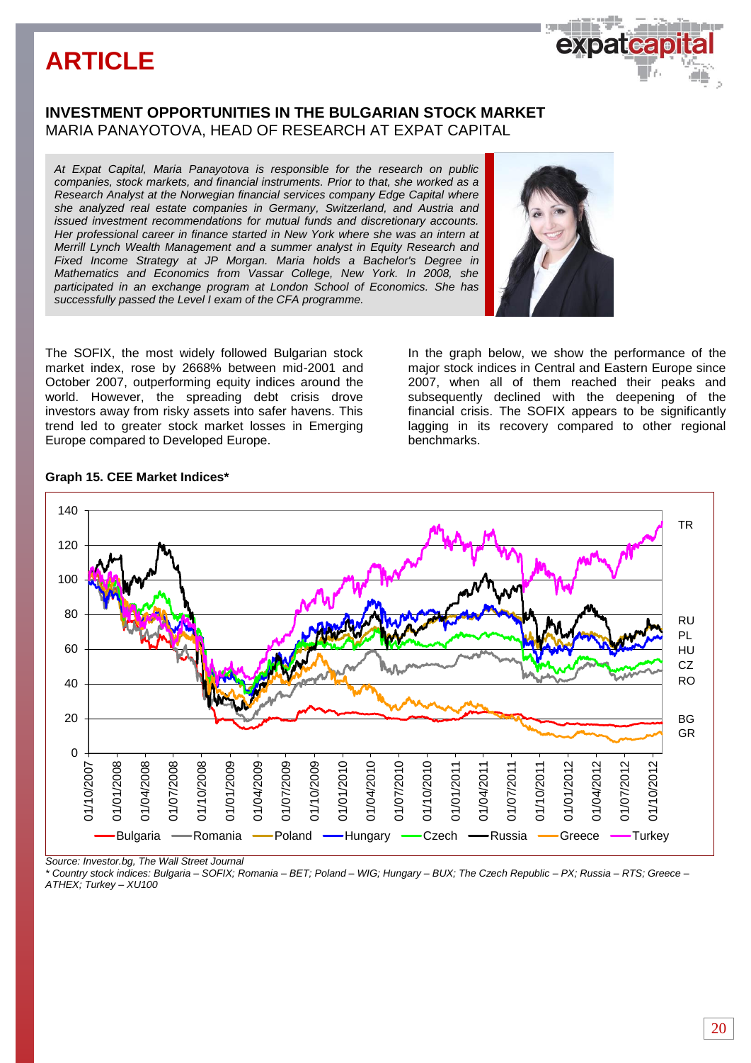# ARTICLE

## INVESTMENT OPPORTUNITIES IN THE BULGARIAN STOCK MARKET

MARIA PANAYOTOVA, HEAD OF RESEARCH AT EXPAT CAPITAL

*At Expat Capital, Maria Panayotova is responsible for the research on public companies, stock markets, and financial instruments. Prior to that, she worked as a Research Analyst at the Norwegian financial services company Edge Capital where she analyzed real estate companies in Germany, Switzerland, and Austria and issued investment recommendations for mutual funds and discretionary accounts. Her professional career in finance started in New York where she was an intern at Merrill Lynch Wealth Management and a summer analyst in Equity Research and Fixed Income Strategy at JP Morgan. Maria holds a Bachelor's Degree in Mathematics and Economics from Vassar College, New York. In 2008, she participated in an exchange program at London School of Economics. She has successfully passed the Level I exam of the CFA programme.*

The SOFIX, the most widely followed Bulgarian stock market index, rose by 2668% between mid-2001 and October 2007, outperforming equity indices around the world. However, the spreading debt crisis drove investors away from risky assets into safer havens. This trend led to greater stock market losses in Emerging Europe compared to Developed Europe.

In the graph below, we show the performance of the major stock indices in Central and Eastern Europe since 2007, when all of them reached their peaks and subsequently declined with the deepening of the financial crisis. The SOFIX appears to be significantly lagging in its recovery compared to other regional benchmarks.

**Graph 15. CEE Market Indices***

*Source: Investor.bg, The Wall Street Journal*

*\* Country stock indices: Bulgaria – SOFIX; Romania – BET; Poland – WIG; Hungary – BUX; The Czech Republic – PX; Russia – RTS; Greece – ATHEX; Turkey – XU100*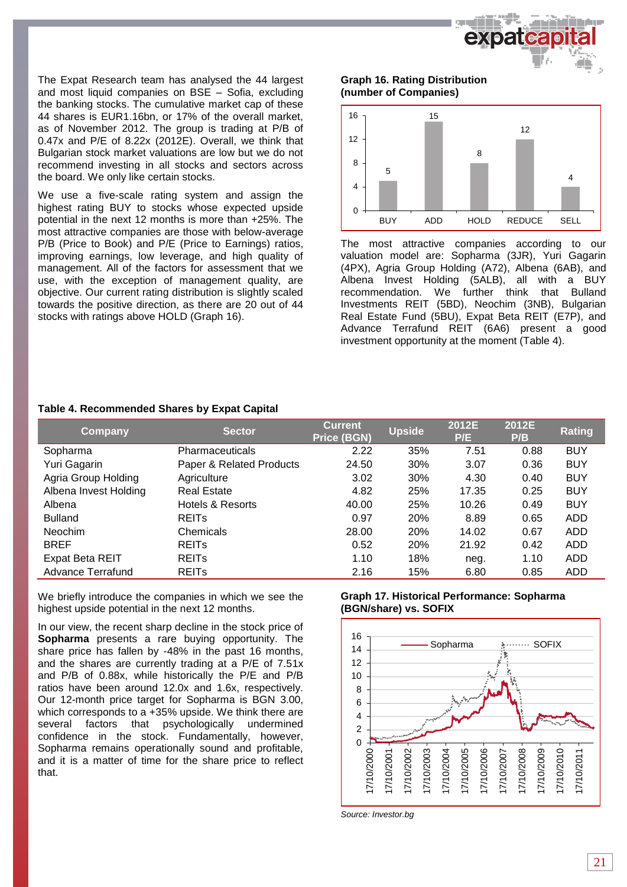The Expat Research team has analysed the 44 largest and most liquid companies on BSE – Sofia, excluding the banking stocks. The cumulative market cap of these 44 shares is EUR1.16bn, or 17% of the overall market, as of November 2012. The group is trading at P/B of 0.47x and P/E of 8.22x (2012E). Overall, we think that Bulgarian stock market valuations are low but we do not recommend investing in all stocks and sectors across the board. We only like certain stocks.

We use a five-scale rating system and assign the highest rating BUY to stocks whose expected upside potential in the next 12 months is more than +25%. The most attractive companies are those with below-average P/B (Price to Book) and P/E (Price to Earnings) ratios, improving earnings, low leverage, and high quality of management. All of the factors for assessment that we use, with the exception of management quality, are objective. Our current rating distribution is slightly scaled towards the positive direction, as there are 20 out of 44 stocks with ratings above HOLD (Graph 16).

**Graph 16. Rating Distribution (number of Companies)**

| Rating | Number of Companies |
|---|---|
| BUY | 5 |
| ADD | 15 |
| HOLD | 8 |
| REDUCE | 12 |
| SELL | 4 |

The most attractive companies according to our valuation model are: Sopharma (3JR), Yuri Gagarin (4PX), Agria Group Holding (A72), Albena (6AB), and Albena Invest Holding (5ALB), all with a BUY recommendation. We further think that Bulland Investments REIT (5BD), Neochim (3NB), Bulgarian Real Estate Fund (5BU), Expat Beta REIT (E7P), and Advance Terrafund REIT (6A6) present a good investment opportunity at the moment (Table 4).

**Table 4. Recommended Shares by Expat Capital**

| Company | Sector | Current Price (BGN) | Upside | 2012E P/E | 2012E P/B | Rating |
|---|---|---|---|---|---|---|
| Sopharma | Pharmaceuticals | 2.22 | 35% | 7.51 | 0.88 | BUY |
| Yuri Gagarin | Paper & Related Products | 24.50 | 30% | 3.07 | 0.36 | BUY |
| Agria Group Holding | Agriculture | 3.02 | 30% | 4.30 | 0.40 | BUY |
| Albena Invest Holding | Real Estate | 4.82 | 25% | 17.35 | 0.25 | BUY |
| Albena | Hotels & Resorts | 40.00 | 25% | 10.26 | 0.49 | BUY |
| Bulland | REITs | 0.97 | 20% | 8.89 | 0.65 | ADD |
| Neochim | Chemicals | 28.00 | 20% | 14.02 | 0.67 | ADD |
| BREF | REITs | 0.52 | 20% | 21.92 | 0.42 | ADD |
| Expat Beta REIT | REITs | 1.10 | 18% | neg. | 1.10 | ADD |
| Advance Terrafund | REITs | 2.16 | 15% | 6.80 | 0.85 | ADD |

We briefly introduce the companies in which we see the highest upside potential in the next 12 months.

In our view, the recent sharp decline in the stock price of **Sopharma** presents a rare buying opportunity. The share price has fallen by -48% in the past 16 months, and the shares are currently trading at a P/E of 7.51x and P/B of 0.88x, while historically the P/E and P/B ratios have been around 12.0x and 1.6x, respectively. Our 12-month price target for Sopharma is BGN 3.00, which corresponds to a +35% upside. We think there are several factors that psychologically undermined confidence in the stock. Fundamentally, however, Sopharma remains operationally sound and profitable, and it is a matter of time for the share price to reflect that.

**Graph 17. Historical Performance: Sopharma (BGN/share) vs. SOFIX**

*Source: Investor.bg*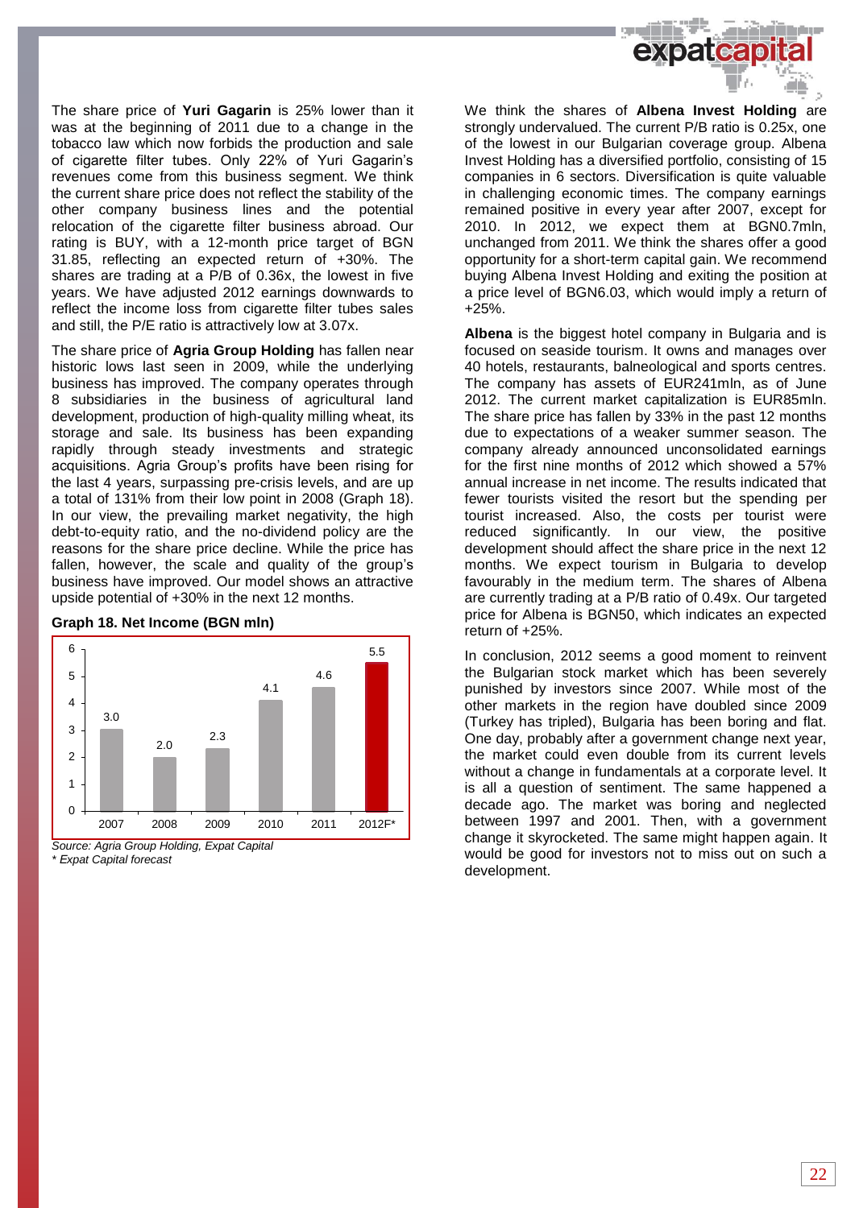The share price of **Yuri Gagarin** is 25% lower than it was at the beginning of 2011 due to a change in the tobacco law which now forbids the production and sale of cigarette filter tubes. Only 22% of Yuri Gagarin's revenues come from this business segment. We think the current share price does not reflect the stability of the other company business lines and the potential relocation of the cigarette filter business abroad. Our rating is BUY, with a 12-month price target of BGN 31.85, reflecting an expected return of +30%. The shares are trading at a P/B of 0.36x, the lowest in five years. We have adjusted 2012 earnings downwards to reflect the income loss from cigarette filter tubes sales and still, the P/E ratio is attractively low at 3.07x.

The share price of **Agria Group Holding** has fallen near historic lows last seen in 2009, while the underlying business has improved. The company operates through 8 subsidiaries in the business of agricultural land development, production of high-quality milling wheat, its storage and sale. Its business has been expanding rapidly through steady investments and strategic acquisitions. Agria Group's profits have been rising for the last 4 years, surpassing pre-crisis levels, and are up a total of 131% from their low point in 2008 (Graph 18). In our view, the prevailing market negativity, the high debt-to-equity ratio, and the no-dividend policy are the reasons for the share price decline. While the price has fallen, however, the scale and quality of the group's business have improved. Our model shows an attractive upside potential of +30% in the next 12 months.

**Graph 18. Net Income (BGN mln)**

| Year | Net Income (BGN mln) |
|---|---|
| 2007 | 3.0 |
| 2008 | 2.0 |
| 2009 | 2.3 |
| 2010 | 4.1 |
| 2011 | 4.6 |
| 2012F* | 5.5 |

*Source: Agria Group Holding, Expat Capital*
*\* Expat Capital forecast*

We think the shares of **Albena Invest Holding** are strongly undervalued. The current P/B ratio is 0.25x, one of the lowest in our Bulgarian coverage group. Albena Invest Holding has a diversified portfolio, consisting of 15 companies in 6 sectors. Diversification is quite valuable in challenging economic times. The company earnings remained positive in every year after 2007, except for 2010. In 2012, we expect them at BGN0.7mln, unchanged from 2011. We think the shares offer a good opportunity for a short-term capital gain. We recommend buying Albena Invest Holding and exiting the position at a price level of BGN6.03, which would imply a return of +25%.

**Albena** is the biggest hotel company in Bulgaria and is focused on seaside tourism. It owns and manages over 40 hotels, restaurants, balneological and sports centres. The company has assets of EUR241mln, as of June 2012. The current market capitalization is EUR85mln. The share price has fallen by 33% in the past 12 months due to expectations of a weaker summer season. The company already announced unconsolidated earnings for the first nine months of 2012 which showed a 57% annual increase in net income. The results indicated that fewer tourists visited the resort but the spending per tourist increased. Also, the costs per tourist were reduced significantly. In our view, the positive development should affect the share price in the next 12 months. We expect tourism in Bulgaria to develop favourably in the medium term. The shares of Albena are currently trading at a P/B ratio of 0.49x. Our targeted price for Albena is BGN50, which indicates an expected return of +25%.

In conclusion, 2012 seems a good moment to reinvent the Bulgarian stock market which has been severely punished by investors since 2007. While most of the other markets in the region have doubled since 2009 (Turkey has tripled), Bulgaria has been boring and flat. One day, probably after a government change next year, the market could even double from its current levels without a change in fundamentals at a corporate level. It is all a question of sentiment. The same happened a decade ago. The market was boring and neglected between 1997 and 2001. Then, with a government change it skyrocketed. The same might happen again. It would be good for investors not to miss out on such a development.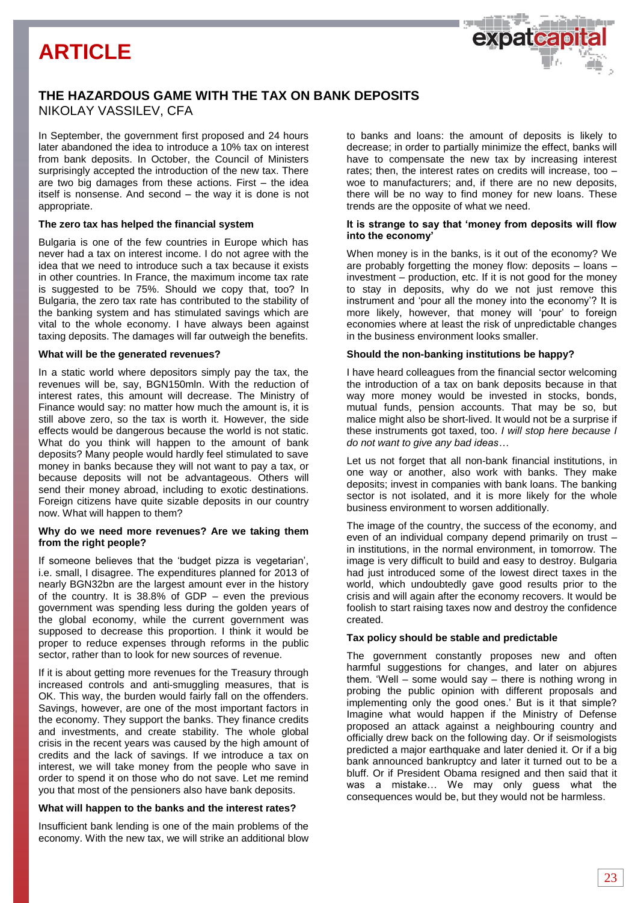# ARTICLE

## THE HAZARDOUS GAME WITH THE TAX ON BANK DEPOSITS

NIKOLAY VASSILEV, CFA

In September, the government first proposed and 24 hours later abandoned the idea to introduce a 10% tax on interest from bank deposits. In October, the Council of Ministers surprisingly accepted the introduction of the new tax. There are two big damages from these actions. First – the idea itself is nonsense. And second – the way it is done is not appropriate.

**The zero tax has helped the financial system**

Bulgaria is one of the few countries in Europe which has never had a tax on interest income. I do not agree with the idea that we need to introduce such a tax because it exists in other countries. In France, the maximum income tax rate is suggested to be 75%. Should we copy that, too? In Bulgaria, the zero tax rate has contributed to the stability of the banking system and has stimulated savings which are vital to the whole economy. I have always been against taxing deposits. The damages will far outweigh the benefits.

**What will be the generated revenues?**

In a static world where depositors simply pay the tax, the revenues will be, say, BGN150mln. With the reduction of interest rates, this amount will decrease. The Ministry of Finance would say: no matter how much the amount is, it is still above zero, so the tax is worth it. However, the side effects would be dangerous because the world is not static. What do you think will happen to the amount of bank deposits? Many people would hardly feel stimulated to save money in banks because they will not want to pay a tax, or because deposits will not be advantageous. Others will send their money abroad, including to exotic destinations. Foreign citizens have quite sizable deposits in our country now. What will happen to them?

**Why do we need more revenues? Are we taking them from the right people?**

If someone believes that the 'budget pizza is vegetarian', i.e. small, I disagree. The expenditures planned for 2013 of nearly BGN32bn are the largest amount ever in the history of the country. It is 38.8% of GDP – even the previous government was spending less during the golden years of the global economy, while the current government was supposed to decrease this proportion. I think it would be proper to reduce expenses through reforms in the public sector, rather than to look for new sources of revenue.

If it is about getting more revenues for the Treasury through increased controls and anti-smuggling measures, that is OK. This way, the burden would fairly fall on the offenders. Savings, however, are one of the most important factors in the economy. They support the banks. They finance credits and investments, and create stability. The whole global crisis in the recent years was caused by the high amount of credits and the lack of savings. If we introduce a tax on interest, we will take money from the people who save in order to spend it on those who do not save. Let me remind you that most of the pensioners also have bank deposits.

**What will happen to the banks and the interest rates?**

Insufficient bank lending is one of the main problems of the economy. With the new tax, we will strike an additional blow to banks and loans: the amount of deposits is likely to decrease; in order to partially minimize the effect, banks will have to compensate the new tax by increasing interest rates; then, the interest rates on credits will increase, too – woe to manufacturers; and, if there are no new deposits, there will be no way to find money for new loans. These trends are the opposite of what we need.

**It is strange to say that 'money from deposits will flow into the economy'**

When money is in the banks, is it out of the economy? We are probably forgetting the money flow: deposits – loans – investment – production, etc. If it is not good for the money to stay in deposits, why do we not just remove this instrument and 'pour all the money into the economy'? It is more likely, however, that money will 'pour' to foreign economies where at least the risk of unpredictable changes in the business environment looks smaller.

**Should the non-banking institutions be happy?**

I have heard colleagues from the financial sector welcoming the introduction of a tax on bank deposits because in that way more money would be invested in stocks, bonds, mutual funds, pension accounts. That may be so, but malice might also be short-lived. It would not be a surprise if these instruments got taxed, too. *I will stop here because I do not want to give any bad ideas…*

Let us not forget that all non-bank financial institutions, in one way or another, also work with banks. They make deposits; invest in companies with bank loans. The banking sector is not isolated, and it is more likely for the whole business environment to worsen additionally.

The image of the country, the success of the economy, and even of an individual company depend primarily on trust – in institutions, in the normal environment, in tomorrow. The image is very difficult to build and easy to destroy. Bulgaria had just introduced some of the lowest direct taxes in the world, which undoubtedly gave good results prior to the crisis and will again after the economy recovers. It would be foolish to start raising taxes now and destroy the confidence created.

**Tax policy should be stable and predictable**

The government constantly proposes new and often harmful suggestions for changes, and later on abjures them. 'Well – some would say – there is nothing wrong in probing the public opinion with different proposals and implementing only the good ones.' But is it that simple? Imagine what would happen if the Ministry of Defense proposed an attack against a neighbouring country and officially drew back on the following day. Or if seismologists predicted a major earthquake and later denied it. Or if a big bank announced bankruptcy and later it turned out to be a bluff. Or if President Obama resigned and then said that it was a mistake… We may only guess what the consequences would be, but they would not be harmless.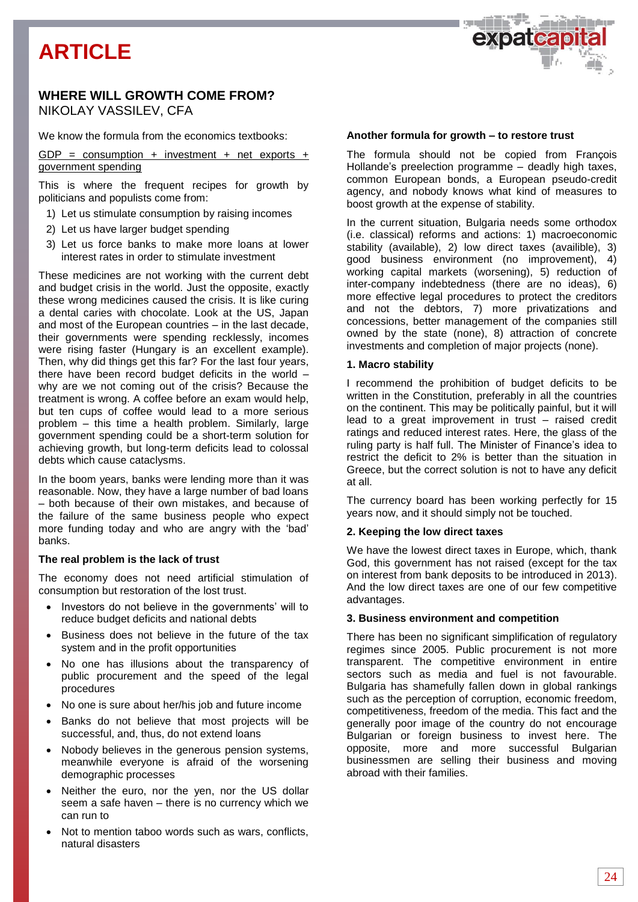# ARTICLE

## WHERE WILL GROWTH COME FROM?

NIKOLAY VASSILEV, CFA

We know the formula from the economics textbooks:

GDP = consumption + investment + net exports + government spending

This is where the frequent recipes for growth by politicians and populists come from:

1) Let us stimulate consumption by raising incomes
2) Let us have larger budget spending
3) Let us force banks to make more loans at lower interest rates in order to stimulate investment

These medicines are not working with the current debt and budget crisis in the world. Just the opposite, exactly these wrong medicines caused the crisis. It is like curing a dental caries with chocolate. Look at the US, Japan and most of the European countries – in the last decade, their governments were spending recklessly, incomes were rising faster (Hungary is an excellent example). Then, why did things get this far? For the last four years, there have been record budget deficits in the world – why are we not coming out of the crisis? Because the treatment is wrong. A coffee before an exam would help, but ten cups of coffee would lead to a more serious problem – this time a health problem. Similarly, large government spending could be a short-term solution for achieving growth, but long-term deficits lead to colossal debts which cause cataclysms.

In the boom years, banks were lending more than it was reasonable. Now, they have a large number of bad loans – both because of their own mistakes, and because of the failure of the same business people who expect more funding today and who are angry with the 'bad' banks.

**The real problem is the lack of trust**

The economy does not need artificial stimulation of consumption but restoration of the lost trust.

- Investors do not believe in the governments' will to reduce budget deficits and national debts
- Business does not believe in the future of the tax system and in the profit opportunities
- No one has illusions about the transparency of public procurement and the speed of the legal procedures
- No one is sure about her/his job and future income
- Banks do not believe that most projects will be successful, and, thus, do not extend loans
- Nobody believes in the generous pension systems, meanwhile everyone is afraid of the worsening demographic processes
- Neither the euro, nor the yen, nor the US dollar seem a safe haven – there is no currency which we can run to
- Not to mention taboo words such as wars, conflicts, natural disasters

**Another formula for growth – to restore trust**

The formula should not be copied from François Hollande's preelection programme – deadly high taxes, common European bonds, a European pseudo-credit agency, and nobody knows what kind of measures to boost growth at the expense of stability.

In the current situation, Bulgaria needs some orthodox (i.e. classical) reforms and actions: 1) macroeconomic stability (available), 2) low direct taxes (availible), 3) good business environment (no improvement), 4) working capital markets (worsening), 5) reduction of inter-company indebtedness (there are no ideas), 6) more effective legal procedures to protect the creditors and not the debtors, 7) more privatizations and concessions, better management of the companies still owned by the state (none), 8) attraction of concrete investments and completion of major projects (none).

**1. Macro stability**

I recommend the prohibition of budget deficits to be written in the Constitution, preferably in all the countries on the continent. This may be politically painful, but it will lead to a great improvement in trust – raised credit ratings and reduced interest rates. Here, the glass of the ruling party is half full. The Minister of Finance's idea to restrict the deficit to 2% is better than the situation in Greece, but the correct solution is not to have any deficit at all.

The currency board has been working perfectly for 15 years now, and it should simply not be touched.

**2. Keeping the low direct taxes**

We have the lowest direct taxes in Europe, which, thank God, this government has not raised (except for the tax on interest from bank deposits to be introduced in 2013). And the low direct taxes are one of our few competitive advantages.

**3. Business environment and competition**

There has been no significant simplification of regulatory regimes since 2005. Public procurement is not more transparent. The competitive environment in entire sectors such as media and fuel is not favourable. Bulgaria has shamefully fallen down in global rankings such as the perception of corruption, economic freedom, competitiveness, freedom of the media. This fact and the generally poor image of the country do not encourage Bulgarian or foreign business to invest here. The opposite, more and more successful Bulgarian businessmen are selling their business and moving abroad with their families.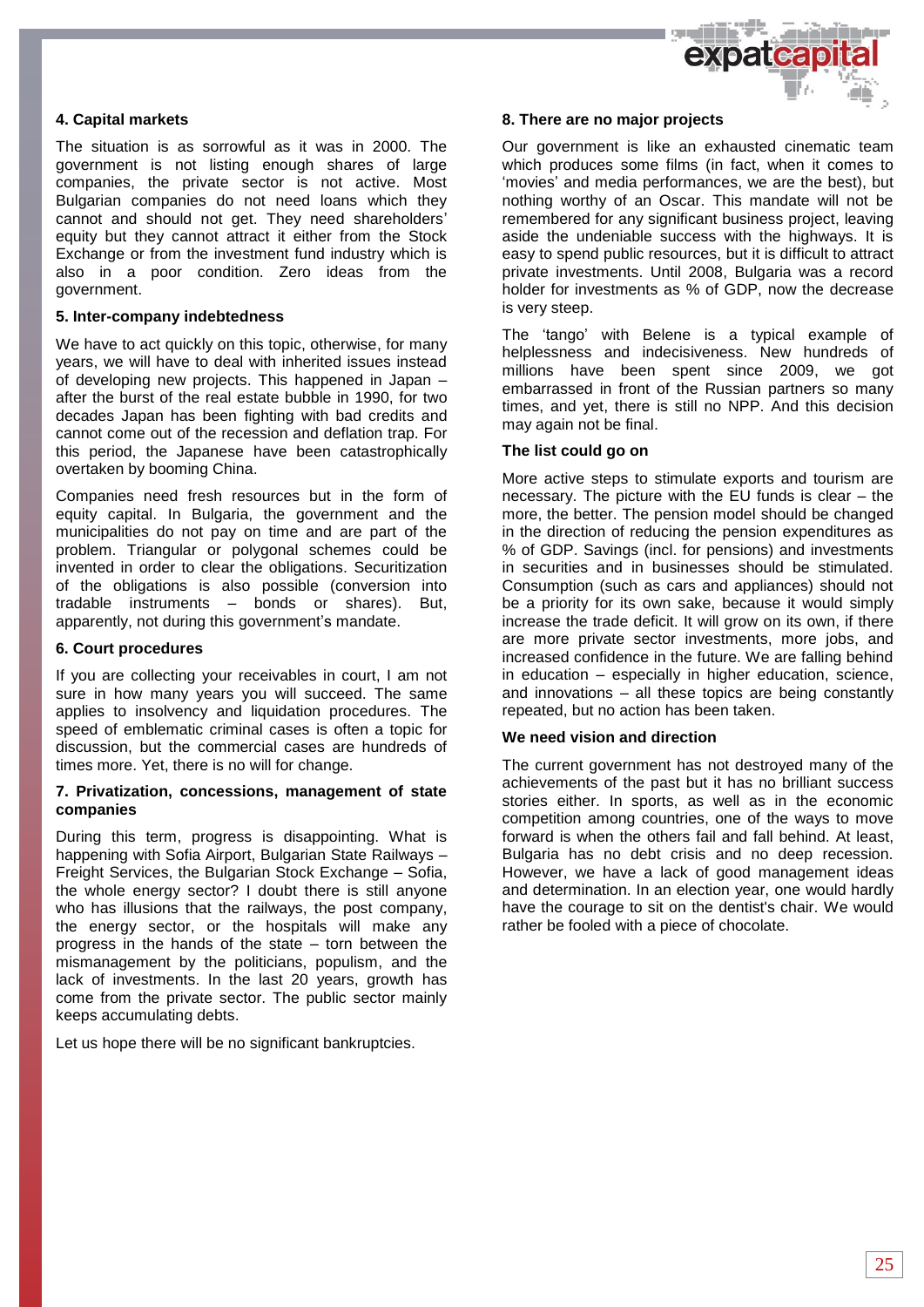#### 4. Capital markets

The situation is as sorrowful as it was in 2000. The government is not listing enough shares of large companies, the private sector is not active. Most Bulgarian companies do not need loans which they cannot and should not get. They need shareholders' equity but they cannot attract it either from the Stock Exchange or from the investment fund industry which is also in a poor condition. Zero ideas from the government.

#### 5. Inter-company indebtedness

We have to act quickly on this topic, otherwise, for many years, we will have to deal with inherited issues instead of developing new projects. This happened in Japan – after the burst of the real estate bubble in 1990, for two decades Japan has been fighting with bad credits and cannot come out of the recession and deflation trap. For this period, the Japanese have been catastrophically overtaken by booming China.

Companies need fresh resources but in the form of equity capital. In Bulgaria, the government and the municipalities do not pay on time and are part of the problem. Triangular or polygonal schemes could be invented in order to clear the obligations. Securitization of the obligations is also possible (conversion into tradable instruments – bonds or shares). But, apparently, not during this government's mandate.

#### 6. Court procedures

If you are collecting your receivables in court, I am not sure in how many years you will succeed. The same applies to insolvency and liquidation procedures. The speed of emblematic criminal cases is often a topic for discussion, but the commercial cases are hundreds of times more. Yet, there is no will for change.

#### 7. Privatization, concessions, management of state companies

During this term, progress is disappointing. What is happening with Sofia Airport, Bulgarian State Railways – Freight Services, the Bulgarian Stock Exchange – Sofia, the whole energy sector? I doubt there is still anyone who has illusions that the railways, the post company, the energy sector, or the hospitals will make any progress in the hands of the state – torn between the mismanagement by the politicians, populism, and the lack of investments. In the last 20 years, growth has come from the private sector. The public sector mainly keeps accumulating debts.

Let us hope there will be no significant bankruptcies.

#### 8. There are no major projects

Our government is like an exhausted cinematic team which produces some films (in fact, when it comes to 'movies' and media performances, we are the best), but nothing worthy of an Oscar. This mandate will not be remembered for any significant business project, leaving aside the undeniable success with the highways. It is easy to spend public resources, but it is difficult to attract private investments. Until 2008, Bulgaria was a record holder for investments as % of GDP, now the decrease is very steep.

The 'tango' with Belene is a typical example of helplessness and indecisiveness. New hundreds of millions have been spent since 2009, we got embarrassed in front of the Russian partners so many times, and yet, there is still no NPP. And this decision may again not be final.

#### The list could go on

More active steps to stimulate exports and tourism are necessary. The picture with the EU funds is clear – the more, the better. The pension model should be changed in the direction of reducing the pension expenditures as % of GDP. Savings (incl. for pensions) and investments in securities and in businesses should be stimulated. Consumption (such as cars and appliances) should not be a priority for its own sake, because it would simply increase the trade deficit. It will grow on its own, if there are more private sector investments, more jobs, and increased confidence in the future. We are falling behind in education – especially in higher education, science, and innovations – all these topics are being constantly repeated, but no action has been taken.

#### We need vision and direction

The current government has not destroyed many of the achievements of the past but it has no brilliant success stories either. In sports, as well as in the economic competition among countries, one of the ways to move forward is when the others fail and fall behind. At least, Bulgaria has no debt crisis and no deep recession. However, we have a lack of good management ideas and determination. In an election year, one would hardly have the courage to sit on the dentist's chair. We would rather be fooled with a piece of chocolate.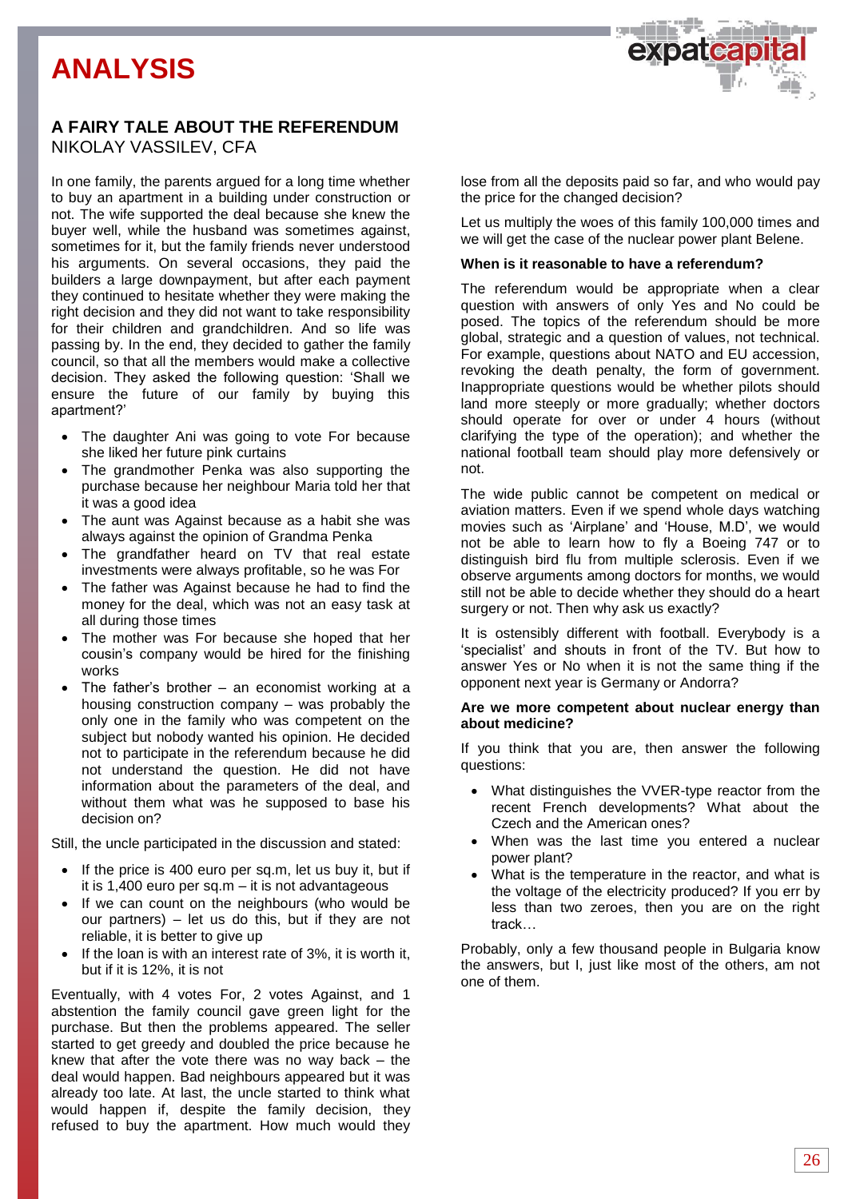# ANALYSIS

## A FAIRY TALE ABOUT THE REFERENDUM

NIKOLAY VASSILEV, CFA

In one family, the parents argued for a long time whether to buy an apartment in a building under construction or not. The wife supported the deal because she knew the buyer well, while the husband was sometimes against, sometimes for it, but the family friends never understood his arguments. On several occasions, they paid the builders a large downpayment, but after each payment they continued to hesitate whether they were making the right decision and they did not want to take responsibility for their children and grandchildren. And so life was passing by. In the end, they decided to gather the family council, so that all the members would make a collective decision. They asked the following question: 'Shall we ensure the future of our family by buying this apartment?'

- The daughter Ani was going to vote For because she liked her future pink curtains
- The grandmother Penka was also supporting the purchase because her neighbour Maria told her that it was a good idea
- The aunt was Against because as a habit she was always against the opinion of Grandma Penka
- The grandfather heard on TV that real estate investments were always profitable, so he was For
- The father was Against because he had to find the money for the deal, which was not an easy task at all during those times
- The mother was For because she hoped that her cousin's company would be hired for the finishing works
- The father's brother – an economist working at a housing construction company – was probably the only one in the family who was competent on the subject but nobody wanted his opinion. He decided not to participate in the referendum because he did not understand the question. He did not have information about the parameters of the deal, and without them what was he supposed to base his decision on?

Still, the uncle participated in the discussion and stated:

- If the price is 400 euro per sq.m, let us buy it, but if it is 1,400 euro per sq.m – it is not advantageous
- If we can count on the neighbours (who would be our partners) – let us do this, but if they are not reliable, it is better to give up
- If the loan is with an interest rate of 3%, it is worth it, but if it is 12%, it is not

Eventually, with 4 votes For, 2 votes Against, and 1 abstention the family council gave green light for the purchase. But then the problems appeared. The seller started to get greedy and doubled the price because he knew that after the vote there was no way back – the deal would happen. Bad neighbours appeared but it was already too late. At last, the uncle started to think what would happen if, despite the family decision, they refused to buy the apartment. How much would they lose from all the deposits paid so far, and who would pay the price for the changed decision?

Let us multiply the woes of this family 100,000 times and we will get the case of the nuclear power plant Belene.

**When is it reasonable to have a referendum?**

The referendum would be appropriate when a clear question with answers of only Yes and No could be posed. The topics of the referendum should be more global, strategic and a question of values, not technical. For example, questions about NATO and EU accession, revoking the death penalty, the form of government. Inappropriate questions would be whether pilots should land more steeply or more gradually; whether doctors should operate for over or under 4 hours (without clarifying the type of the operation); and whether the national football team should play more defensively or not.

The wide public cannot be competent on medical or aviation matters. Even if we spend whole days watching movies such as 'Airplane' and 'House, M.D', we would not be able to learn how to fly a Boeing 747 or to distinguish bird flu from multiple sclerosis. Even if we observe arguments among doctors for months, we would still not be able to decide whether they should do a heart surgery or not. Then why ask us exactly?

It is ostensibly different with football. Everybody is a 'specialist' and shouts in front of the TV. But how to answer Yes or No when it is not the same thing if the opponent next year is Germany or Andorra?

**Are we more competent about nuclear energy than about medicine?**

If you think that you are, then answer the following questions:

- What distinguishes the VVER-type reactor from the recent French developments? What about the Czech and the American ones?
- When was the last time you entered a nuclear power plant?
- What is the temperature in the reactor, and what is the voltage of the electricity produced? If you err by less than two zeroes, then you are on the right track…

Probably, only a few thousand people in Bulgaria know the answers, but I, just like most of the others, am not one of them.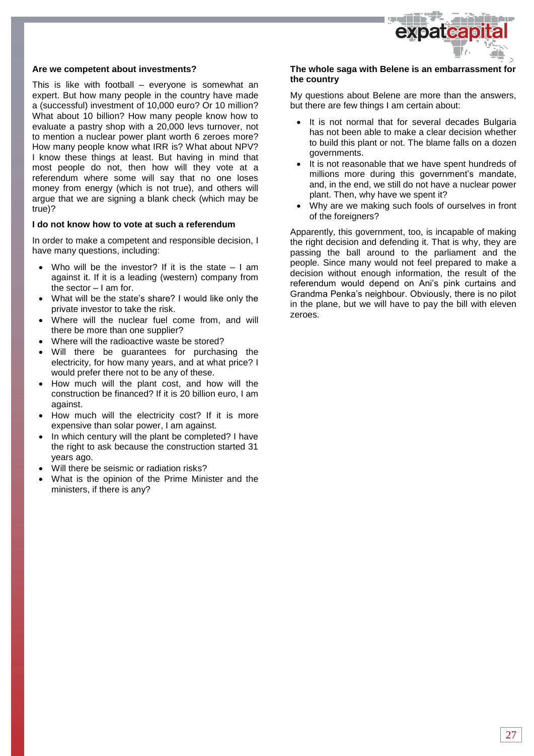### Are we competent about investments?

This is like with football – everyone is somewhat an expert. But how many people in the country have made a (successful) investment of 10,000 euro? Or 10 million? What about 10 billion? How many people know how to evaluate a pastry shop with a 20,000 levs turnover, not to mention a nuclear power plant worth 6 zeroes more? How many people know what IRR is? What about NPV? I know these things at least. But having in mind that most people do not, then how will they vote at a referendum where some will say that no one loses money from energy (which is not true), and others will argue that we are signing a blank check (which may be true)?

### I do not know how to vote at such a referendum

In order to make a competent and responsible decision, I have many questions, including:

- Who will be the investor? If it is the state – I am against it. If it is a leading (western) company from the sector – I am for.
- What will be the state's share? I would like only the private investor to take the risk.
- Where will the nuclear fuel come from, and will there be more than one supplier?
- Where will the radioactive waste be stored?
- Will there be guarantees for purchasing the electricity, for how many years, and at what price? I would prefer there not to be any of these.
- How much will the plant cost, and how will the construction be financed? If it is 20 billion euro, I am against.
- How much will the electricity cost? If it is more expensive than solar power, I am against.
- In which century will the plant be completed? I have the right to ask because the construction started 31 years ago.
- Will there be seismic or radiation risks?
- What is the opinion of the Prime Minister and the ministers, if there is any?

### The whole saga with Belene is an embarrassment for the country

My questions about Belene are more than the answers, but there are few things I am certain about:

- It is not normal that for several decades Bulgaria has not been able to make a clear decision whether to build this plant or not. The blame falls on a dozen governments.
- It is not reasonable that we have spent hundreds of millions more during this government's mandate, and, in the end, we still do not have a nuclear power plant. Then, why have we spent it?
- Why are we making such fools of ourselves in front of the foreigners?

Apparently, this government, too, is incapable of making the right decision and defending it. That is why, they are passing the ball around to the parliament and the people. Since many would not feel prepared to make a decision without enough information, the result of the referendum would depend on Ani's pink curtains and Grandma Penka's neighbour. Obviously, there is no pilot in the plane, but we will have to pay the bill with eleven zeroes.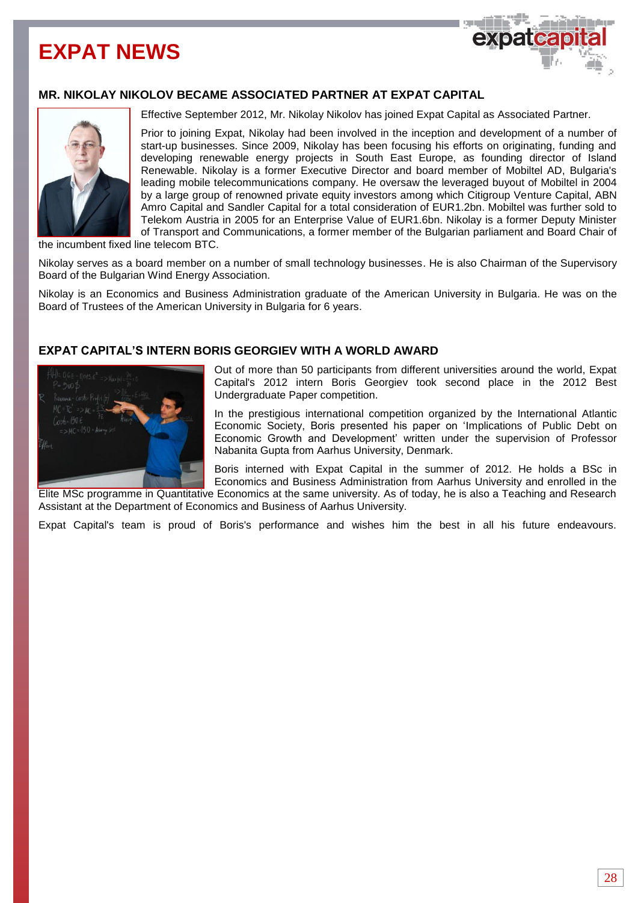# EXPAT NEWS

## MR. NIKOLAY NIKOLOV BECAME ASSOCIATED PARTNER AT EXPAT CAPITAL

Effective September 2012, Mr. Nikolay Nikolov has joined Expat Capital as Associated Partner.

Prior to joining Expat, Nikolay had been involved in the inception and development of a number of start-up businesses. Since 2009, Nikolay has been focusing his efforts on originating, funding and developing renewable energy projects in South East Europe, as founding director of Island Renewable. Nikolay is a former Executive Director and board member of Mobiltel AD, Bulgaria's leading mobile telecommunications company. He oversaw the leveraged buyout of Mobiltel in 2004 by a large group of renowned private equity investors among which Citigroup Venture Capital, ABN Amro Capital and Sandler Capital for a total consideration of EUR1.2bn. Mobiltel was further sold to Telekom Austria in 2005 for an Enterprise Value of EUR1.6bn. Nikolay is a former Deputy Minister of Transport and Communications, a former member of the Bulgarian parliament and Board Chair of the incumbent fixed line telecom BTC.

Nikolay serves as a board member on a number of small technology businesses. He is also Chairman of the Supervisory Board of the Bulgarian Wind Energy Association.

Nikolay is an Economics and Business Administration graduate of the American University in Bulgaria. He was on the Board of Trustees of the American University in Bulgaria for 6 years.

## EXPAT CAPITAL'S INTERN BORIS GEORGIEV WITH A WORLD AWARD

Out of more than 50 participants from different universities around the world, Expat Capital's 2012 intern Boris Georgiev took second place in the 2012 Best Undergraduate Paper competition.

In the prestigious international competition organized by the International Atlantic Economic Society, Boris presented his paper on 'Implications of Public Debt on Economic Growth and Development' written under the supervision of Professor Nabanita Gupta from Aarhus University, Denmark.

Boris interned with Expat Capital in the summer of 2012. He holds a BSc in Economics and Business Administration from Aarhus University and enrolled in the Elite MSc programme in Quantitative Economics at the same university. As of today, he is also a Teaching and Research Assistant at the Department of Economics and Business of Aarhus University.

Expat Capital's team is proud of Boris's performance and wishes him the best in all his future endeavours.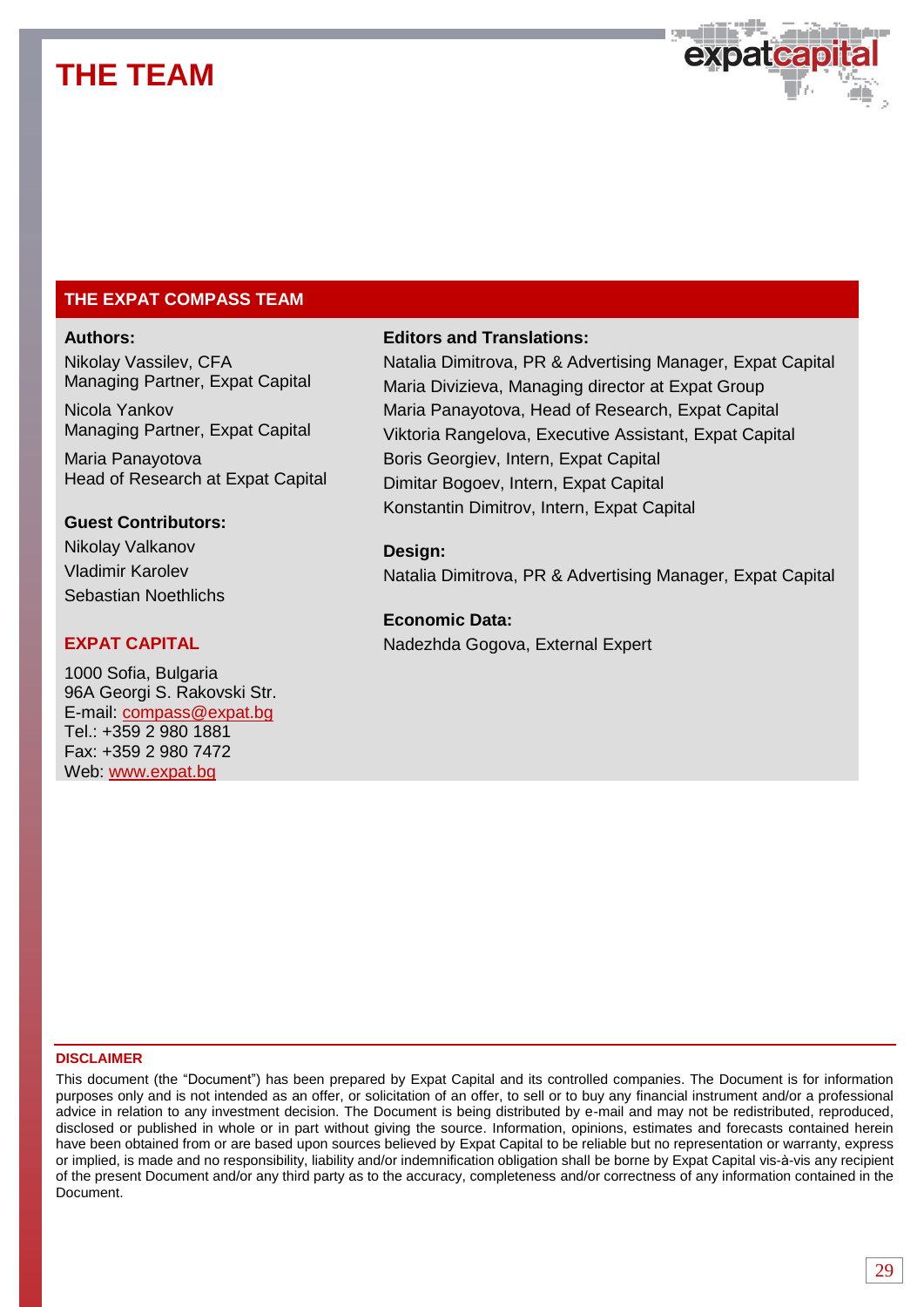# THE TEAM

## THE EXPAT COMPASS TEAM

**Authors:**

Nikolay Vassilev, CFA
Managing Partner, Expat Capital

Nicola Yankov
Managing Partner, Expat Capital

Maria Panayotova
Head of Research at Expat Capital

**Guest Contributors:**

Nikolay Valkanov
Vladimir Karolev
Sebastian Noethlichs

**Editors and Translations:**

Natalia Dimitrova, PR & Advertising Manager, Expat Capital
Maria Divizieva, Managing director at Expat Group
Maria Panayotova, Head of Research, Expat Capital
Viktoria Rangelova, Executive Assistant, Expat Capital
Boris Georgiev, Intern, Expat Capital
Dimitar Bogoev, Intern, Expat Capital
Konstantin Dimitrov, Intern, Expat Capital

**Design:**

Natalia Dimitrova, PR & Advertising Manager, Expat Capital

**Economic Data:**

Nadezhda Gogova, External Expert

### EXPAT CAPITAL

1000 Sofia, Bulgaria
96A Georgi S. Rakovski Str.
E-mail: compass@expat.bg
Tel.: +359 2 980 1881
Fax: +359 2 980 7472
Web: www.expat.bg

### DISCLAIMER

This document (the "Document") has been prepared by Expat Capital and its controlled companies. The Document is for information purposes only and is not intended as an offer, or solicitation of an offer, to sell or to buy any financial instrument and/or a professional advice in relation to any investment decision. The Document is being distributed by e-mail and may not be redistributed, reproduced, disclosed or published in whole or in part without giving the source. Information, opinions, estimates and forecasts contained herein have been obtained from or are based upon sources believed by Expat Capital to be reliable but no representation or warranty, express or implied, is made and no responsibility, liability and/or indemnification obligation shall be borne by Expat Capital vis-à-vis any recipient of the present Document and/or any third party as to the accuracy, completeness and/or correctness of any information contained in the Document.